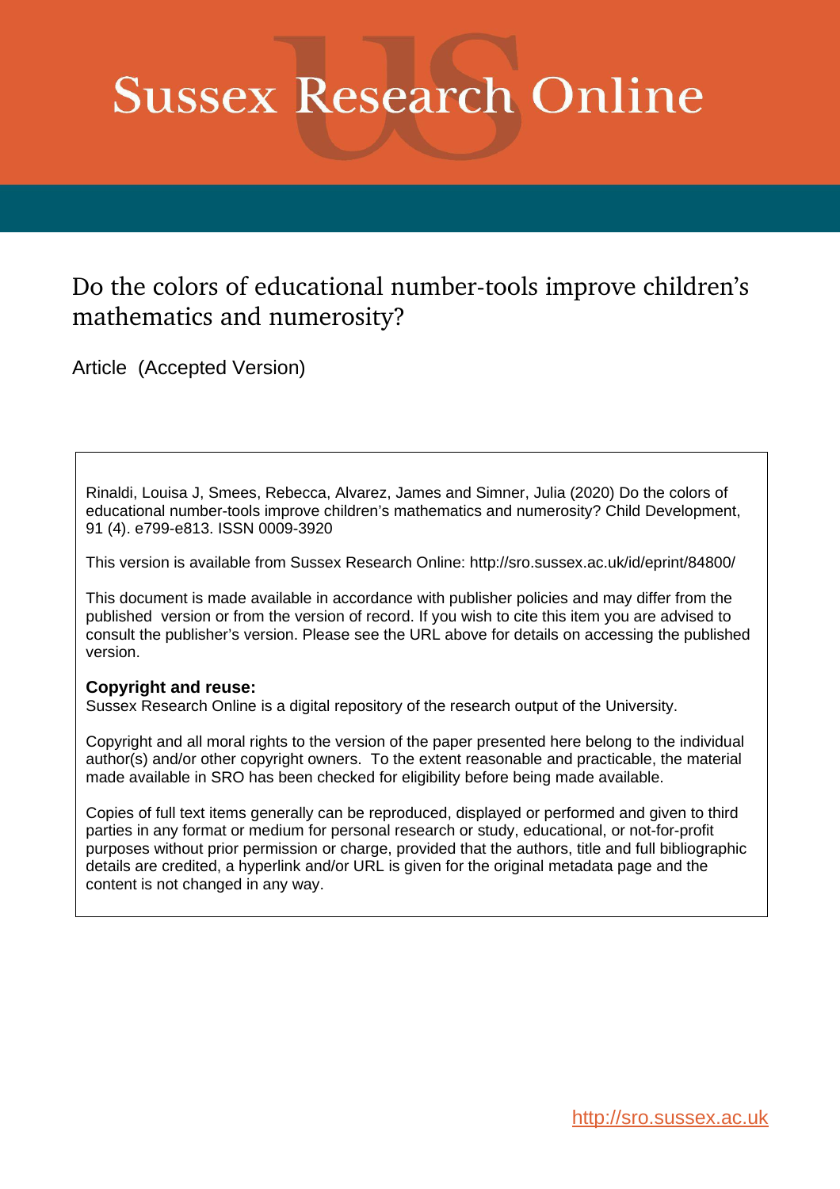# Sussex Research Online

## Do the colors of educational number-tools improve children's mathematics and numerosity?

Article (Accepted Version)

Rinaldi, Louisa J, Smees, Rebecca, Alvarez, James and Simner, Julia (2020) Do the colors of educational number-tools improve children's mathematics and numerosity? Child Development, 91 (4). e799-e813. ISSN 0009-3920

This version is available from Sussex Research Online: http://sro.sussex.ac.uk/id/eprint/84800/

This document is made available in accordance with publisher policies and may differ from the published version or from the version of record. If you wish to cite this item you are advised to consult the publisher's version. Please see the URL above for details on accessing the published version.

**Copyright and reuse:**
Sussex Research Online is a digital repository of the research output of the University.

Copyright and all moral rights to the version of the paper presented here belong to the individual author(s) and/or other copyright owners. To the extent reasonable and practicable, the material made available in SRO has been checked for eligibility before being made available.

Copies of full text items generally can be reproduced, displayed or performed and given to third parties in any format or medium for personal research or study, educational, or not-for-profit purposes without prior permission or charge, provided that the authors, title and full bibliographic details are credited, a hyperlink and/or URL is given for the original metadata page and the content is not changed in any way.

http://sro.sussex.ac.uk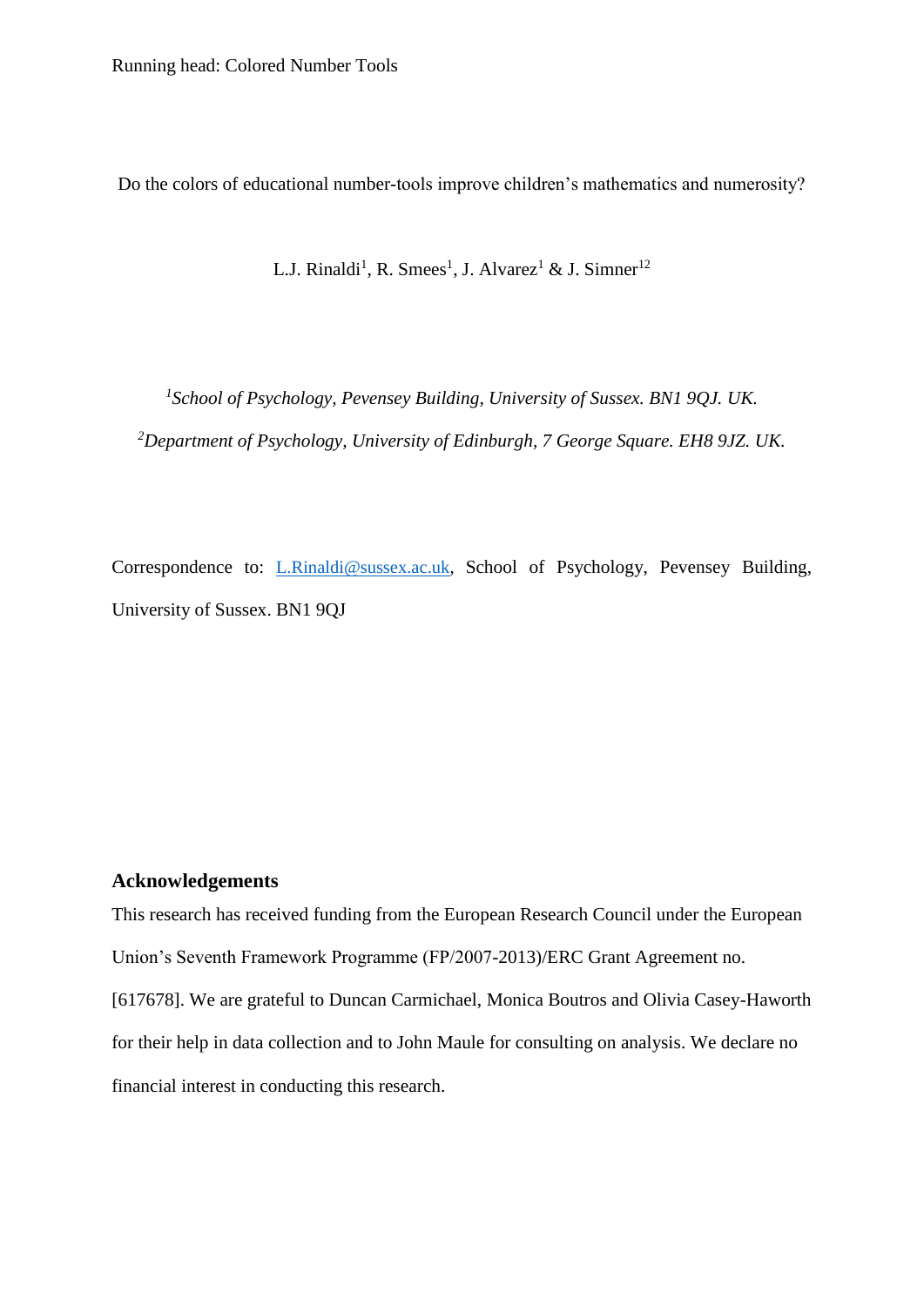Do the colors of educational number-tools improve children's mathematics and numerosity?

L.J. Rinaldi[1], R. Smees[1], J. Alvarez[1] & J. Simner[12]

*[1]School of Psychology, Pevensey Building, University of Sussex. BN1 9QJ. UK.*

*[2]Department of Psychology, University of Edinburgh, 7 George Square. EH8 9JZ. UK.*

Correspondence to: L.Rinaldi@sussex.ac.uk, School of Psychology, Pevensey Building, University of Sussex. BN1 9QJ

## Acknowledgements

This research has received funding from the European Research Council under the European Union's Seventh Framework Programme (FP/2007-2013)/ERC Grant Agreement no. [617678]. We are grateful to Duncan Carmichael, Monica Boutros and Olivia Casey-Haworth for their help in data collection and to John Maule for consulting on analysis. We declare no financial interest in conducting this research.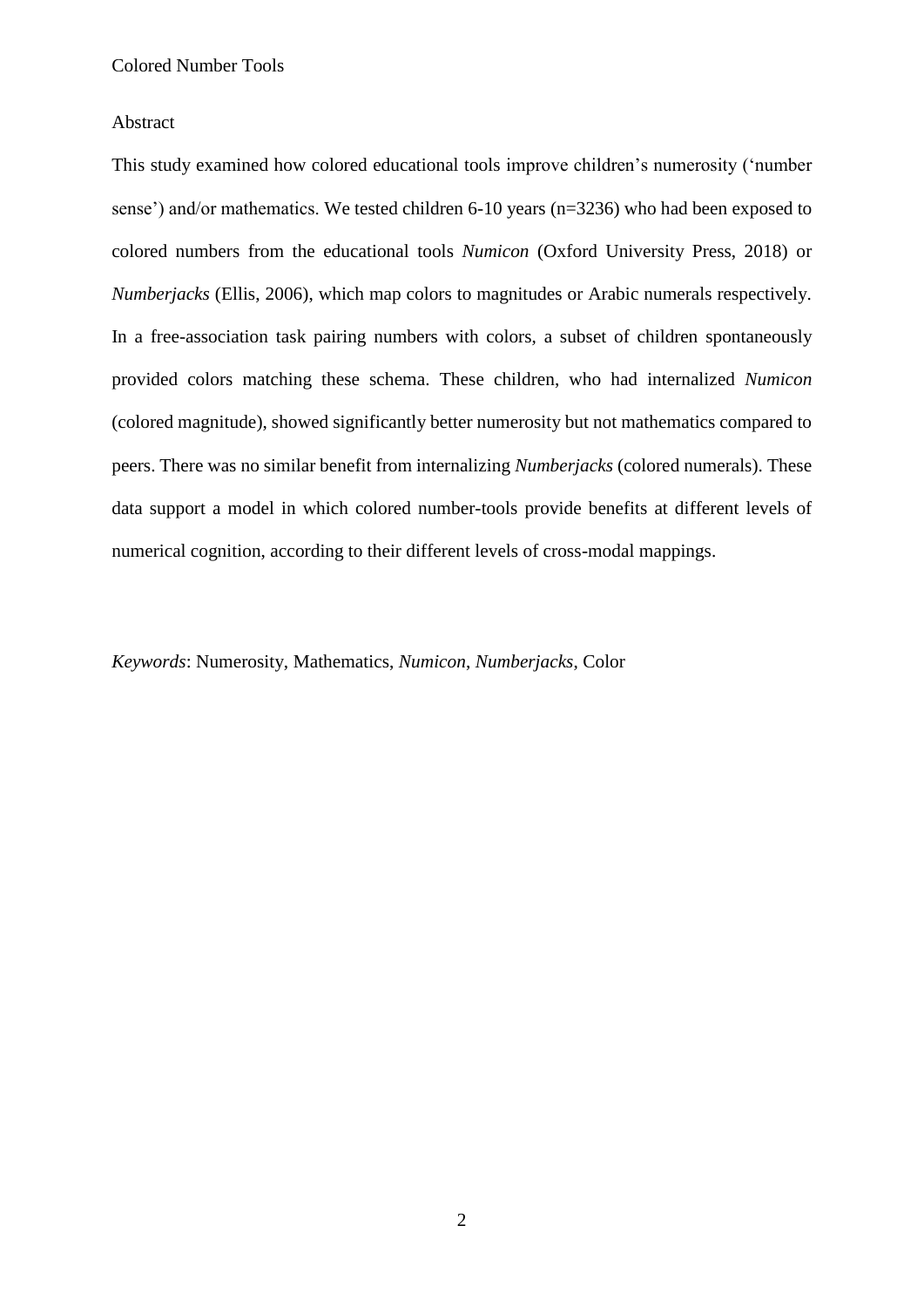## Abstract

This study examined how colored educational tools improve children's numerosity ('number sense') and/or mathematics. We tested children 6-10 years (n=3236) who had been exposed to colored numbers from the educational tools *Numicon* (Oxford University Press, 2018) or *Numberjacks* (Ellis, 2006), which map colors to magnitudes or Arabic numerals respectively. In a free-association task pairing numbers with colors, a subset of children spontaneously provided colors matching these schema. These children, who had internalized *Numicon* (colored magnitude), showed significantly better numerosity but not mathematics compared to peers. There was no similar benefit from internalizing *Numberjacks* (colored numerals). These data support a model in which colored number-tools provide benefits at different levels of numerical cognition, according to their different levels of cross-modal mappings.

*Keywords*: Numerosity, Mathematics, *Numicon*, *Numberjacks*, Color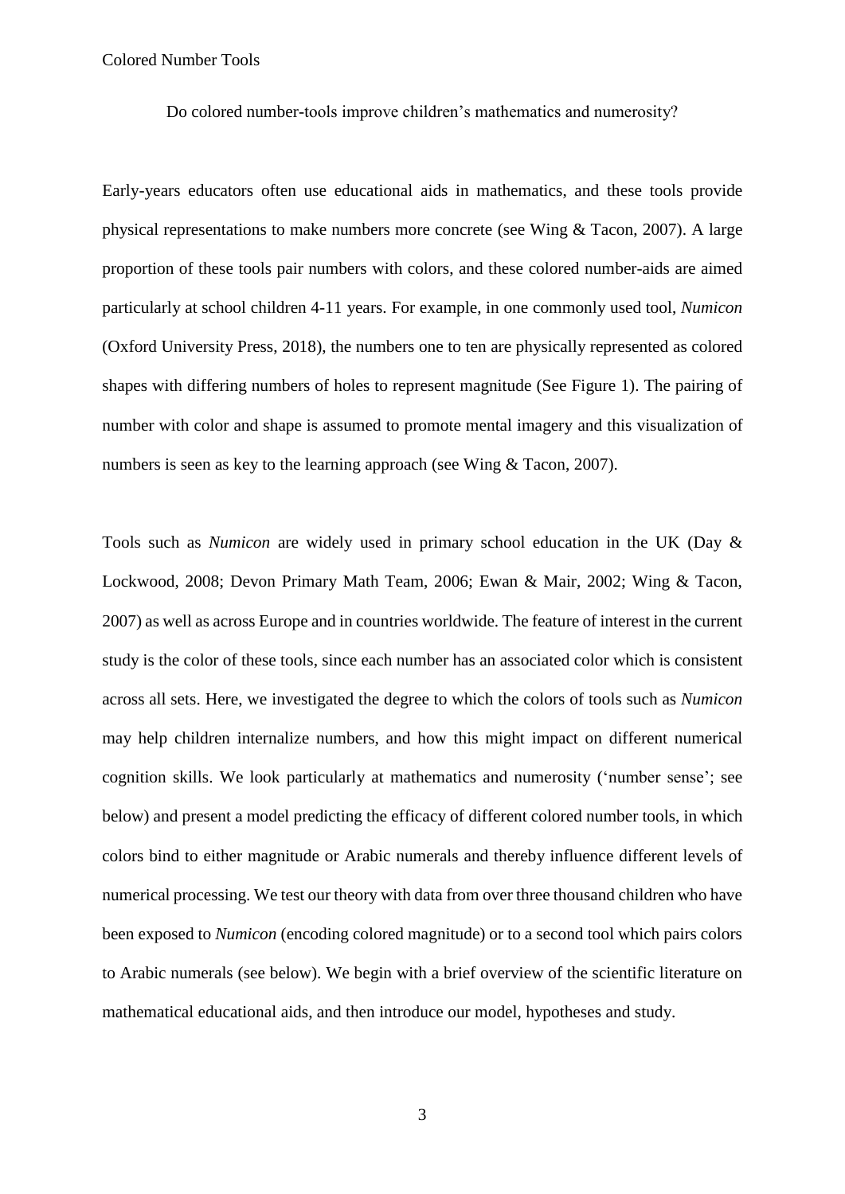Do colored number-tools improve children's mathematics and numerosity?

Early-years educators often use educational aids in mathematics, and these tools provide physical representations to make numbers more concrete (see Wing & Tacon, 2007). A large proportion of these tools pair numbers with colors, and these colored number-aids are aimed particularly at school children 4-11 years. For example, in one commonly used tool, *Numicon* (Oxford University Press, 2018), the numbers one to ten are physically represented as colored shapes with differing numbers of holes to represent magnitude (See Figure 1). The pairing of number with color and shape is assumed to promote mental imagery and this visualization of numbers is seen as key to the learning approach (see Wing & Tacon, 2007).

Tools such as *Numicon* are widely used in primary school education in the UK (Day & Lockwood, 2008; Devon Primary Math Team, 2006; Ewan & Mair, 2002; Wing & Tacon, 2007) as well as across Europe and in countries worldwide. The feature of interest in the current study is the color of these tools, since each number has an associated color which is consistent across all sets. Here, we investigated the degree to which the colors of tools such as *Numicon* may help children internalize numbers, and how this might impact on different numerical cognition skills. We look particularly at mathematics and numerosity ('number sense'; see below) and present a model predicting the efficacy of different colored number tools, in which colors bind to either magnitude or Arabic numerals and thereby influence different levels of numerical processing. We test our theory with data from over three thousand children who have been exposed to *Numicon* (encoding colored magnitude) or to a second tool which pairs colors to Arabic numerals (see below). We begin with a brief overview of the scientific literature on mathematical educational aids, and then introduce our model, hypotheses and study.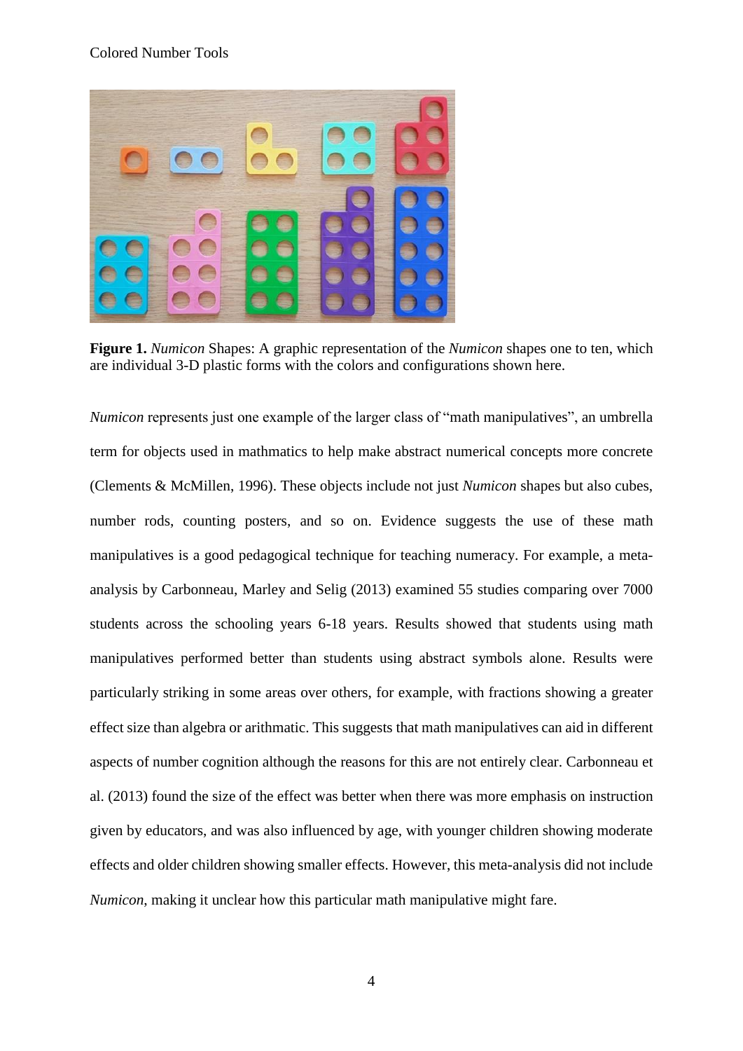**Figure 1.** *Numicon* Shapes: A graphic representation of the *Numicon* shapes one to ten, which are individual 3-D plastic forms with the colors and configurations shown here.

*Numicon* represents just one example of the larger class of "math manipulatives", an umbrella term for objects used in mathmatics to help make abstract numerical concepts more concrete (Clements & McMillen, 1996). These objects include not just *Numicon* shapes but also cubes, number rods, counting posters, and so on. Evidence suggests the use of these math manipulatives is a good pedagogical technique for teaching numeracy. For example, a meta-analysis by Carbonneau, Marley and Selig (2013) examined 55 studies comparing over 7000 students across the schooling years 6-18 years. Results showed that students using math manipulatives performed better than students using abstract symbols alone. Results were particularly striking in some areas over others, for example, with fractions showing a greater effect size than algebra or arithmatic. This suggests that math manipulatives can aid in different aspects of number cognition although the reasons for this are not entirely clear. Carbonneau et al. (2013) found the size of the effect was better when there was more emphasis on instruction given by educators, and was also influenced by age, with younger children showing moderate effects and older children showing smaller effects. However, this meta-analysis did not include *Numicon*, making it unclear how this particular math manipulative might fare.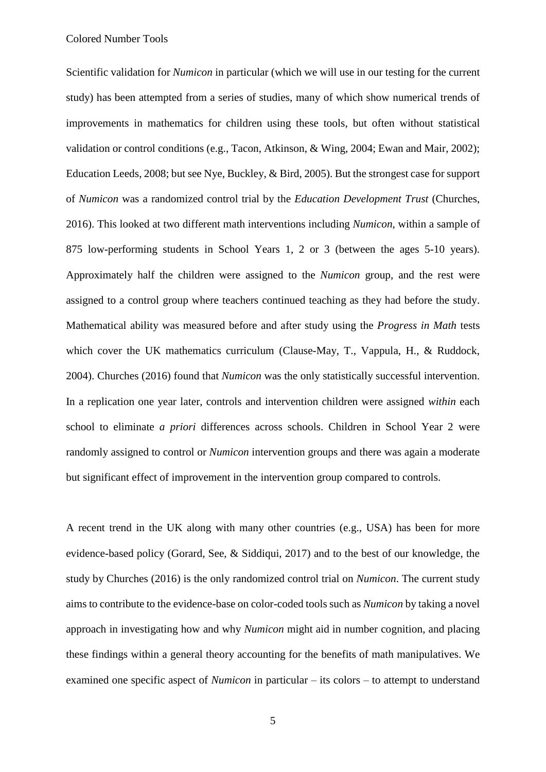Scientific validation for *Numicon* in particular (which we will use in our testing for the current study) has been attempted from a series of studies, many of which show numerical trends of improvements in mathematics for children using these tools, but often without statistical validation or control conditions (e.g., Tacon, Atkinson, & Wing, 2004; Ewan and Mair, 2002); Education Leeds, 2008; but see Nye, Buckley, & Bird, 2005). But the strongest case for support of *Numicon* was a randomized control trial by the *Education Development Trust* (Churches, 2016). This looked at two different math interventions including *Numicon*, within a sample of 875 low-performing students in School Years 1, 2 or 3 (between the ages 5-10 years). Approximately half the children were assigned to the *Numicon* group, and the rest were assigned to a control group where teachers continued teaching as they had before the study. Mathematical ability was measured before and after study using the *Progress in Math* tests which cover the UK mathematics curriculum (Clause-May, T., Vappula, H., & Ruddock, 2004). Churches (2016) found that *Numicon* was the only statistically successful intervention. In a replication one year later, controls and intervention children were assigned *within* each school to eliminate *a priori* differences across schools. Children in School Year 2 were randomly assigned to control or *Numicon* intervention groups and there was again a moderate but significant effect of improvement in the intervention group compared to controls.

A recent trend in the UK along with many other countries (e.g., USA) has been for more evidence-based policy (Gorard, See, & Siddiqui, 2017) and to the best of our knowledge, the study by Churches (2016) is the only randomized control trial on *Numicon*. The current study aims to contribute to the evidence-base on color-coded tools such as *Numicon* by taking a novel approach in investigating how and why *Numicon* might aid in number cognition, and placing these findings within a general theory accounting for the benefits of math manipulatives. We examined one specific aspect of *Numicon* in particular – its colors – to attempt to understand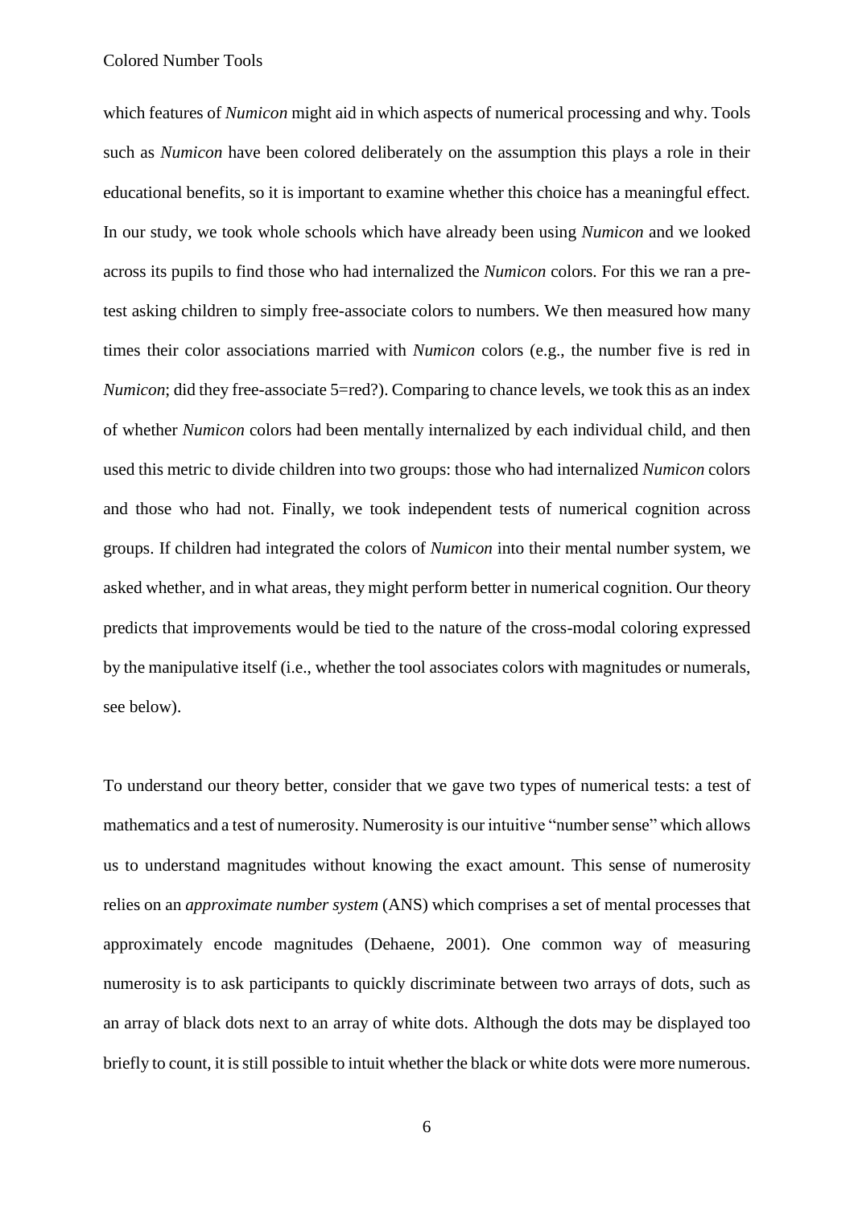which features of *Numicon* might aid in which aspects of numerical processing and why. Tools such as *Numicon* have been colored deliberately on the assumption this plays a role in their educational benefits, so it is important to examine whether this choice has a meaningful effect. In our study, we took whole schools which have already been using *Numicon* and we looked across its pupils to find those who had internalized the *Numicon* colors. For this we ran a pre-test asking children to simply free-associate colors to numbers. We then measured how many times their color associations married with *Numicon* colors (e.g., the number five is red in *Numicon*; did they free-associate 5=red?). Comparing to chance levels, we took this as an index of whether *Numicon* colors had been mentally internalized by each individual child, and then used this metric to divide children into two groups: those who had internalized *Numicon* colors and those who had not. Finally, we took independent tests of numerical cognition across groups. If children had integrated the colors of *Numicon* into their mental number system, we asked whether, and in what areas, they might perform better in numerical cognition. Our theory predicts that improvements would be tied to the nature of the cross-modal coloring expressed by the manipulative itself (i.e., whether the tool associates colors with magnitudes or numerals, see below).

To understand our theory better, consider that we gave two types of numerical tests: a test of mathematics and a test of numerosity. Numerosity is our intuitive "number sense" which allows us to understand magnitudes without knowing the exact amount. This sense of numerosity relies on an *approximate number system* (ANS) which comprises a set of mental processes that approximately encode magnitudes (Dehaene, 2001). One common way of measuring numerosity is to ask participants to quickly discriminate between two arrays of dots, such as an array of black dots next to an array of white dots. Although the dots may be displayed too briefly to count, it is still possible to intuit whether the black or white dots were more numerous.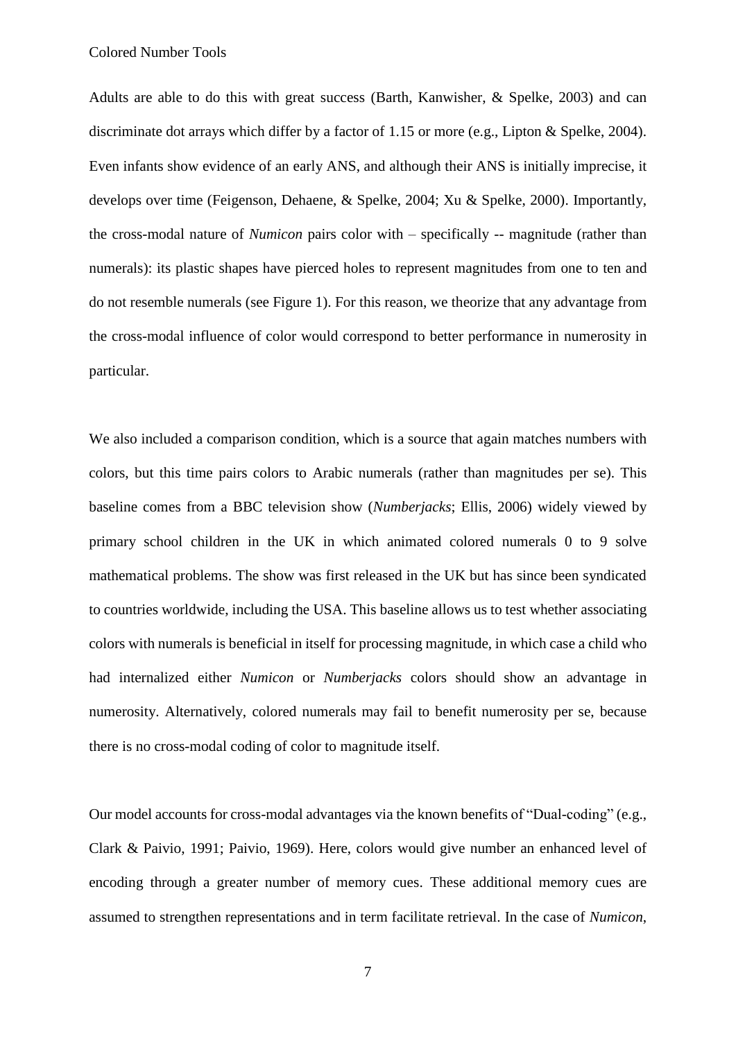Adults are able to do this with great success (Barth, Kanwisher, & Spelke, 2003) and can discriminate dot arrays which differ by a factor of 1.15 or more (e.g., Lipton & Spelke, 2004). Even infants show evidence of an early ANS, and although their ANS is initially imprecise, it develops over time (Feigenson, Dehaene, & Spelke, 2004; Xu & Spelke, 2000). Importantly, the cross-modal nature of *Numicon* pairs color with – specifically -- magnitude (rather than numerals): its plastic shapes have pierced holes to represent magnitudes from one to ten and do not resemble numerals (see Figure 1). For this reason, we theorize that any advantage from the cross-modal influence of color would correspond to better performance in numerosity in particular.

We also included a comparison condition, which is a source that again matches numbers with colors, but this time pairs colors to Arabic numerals (rather than magnitudes per se). This baseline comes from a BBC television show (*Numberjacks*; Ellis, 2006) widely viewed by primary school children in the UK in which animated colored numerals 0 to 9 solve mathematical problems. The show was first released in the UK but has since been syndicated to countries worldwide, including the USA. This baseline allows us to test whether associating colors with numerals is beneficial in itself for processing magnitude, in which case a child who had internalized either *Numicon* or *Numberjacks* colors should show an advantage in numerosity. Alternatively, colored numerals may fail to benefit numerosity per se, because there is no cross-modal coding of color to magnitude itself.

Our model accounts for cross-modal advantages via the known benefits of "Dual-coding" (e.g., Clark & Paivio, 1991; Paivio, 1969). Here, colors would give number an enhanced level of encoding through a greater number of memory cues. These additional memory cues are assumed to strengthen representations and in term facilitate retrieval. In the case of *Numicon*,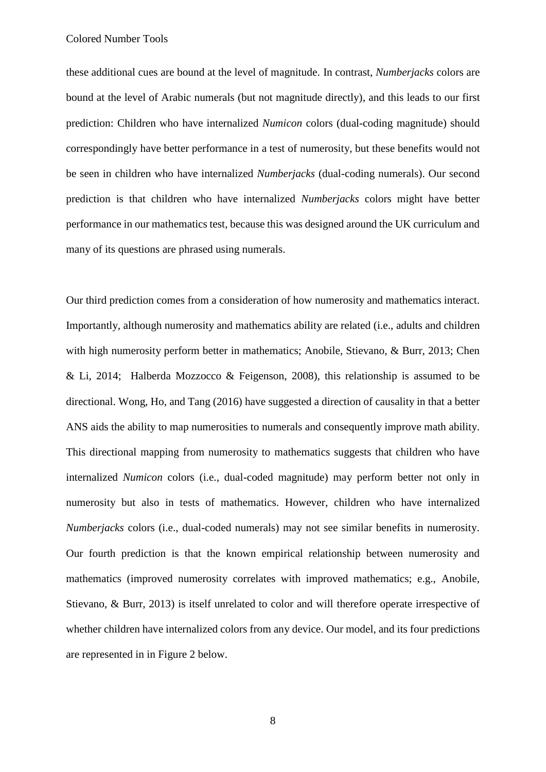these additional cues are bound at the level of magnitude. In contrast, *Numberjacks* colors are bound at the level of Arabic numerals (but not magnitude directly), and this leads to our first prediction: Children who have internalized *Numicon* colors (dual-coding magnitude) should correspondingly have better performance in a test of numerosity, but these benefits would not be seen in children who have internalized *Numberjacks* (dual-coding numerals). Our second prediction is that children who have internalized *Numberjacks* colors might have better performance in our mathematics test, because this was designed around the UK curriculum and many of its questions are phrased using numerals.

Our third prediction comes from a consideration of how numerosity and mathematics interact. Importantly, although numerosity and mathematics ability are related (i.e., adults and children with high numerosity perform better in mathematics; Anobile, Stievano, & Burr, 2013; Chen & Li, 2014; Halberda Mozzocco & Feigenson, 2008), this relationship is assumed to be directional. Wong, Ho, and Tang (2016) have suggested a direction of causality in that a better ANS aids the ability to map numerosities to numerals and consequently improve math ability. This directional mapping from numerosity to mathematics suggests that children who have internalized *Numicon* colors (i.e., dual-coded magnitude) may perform better not only in numerosity but also in tests of mathematics. However, children who have internalized *Numberjacks* colors (i.e., dual-coded numerals) may not see similar benefits in numerosity. Our fourth prediction is that the known empirical relationship between numerosity and mathematics (improved numerosity correlates with improved mathematics; e.g., Anobile, Stievano, & Burr, 2013) is itself unrelated to color and will therefore operate irrespective of whether children have internalized colors from any device. Our model, and its four predictions are represented in in Figure 2 below.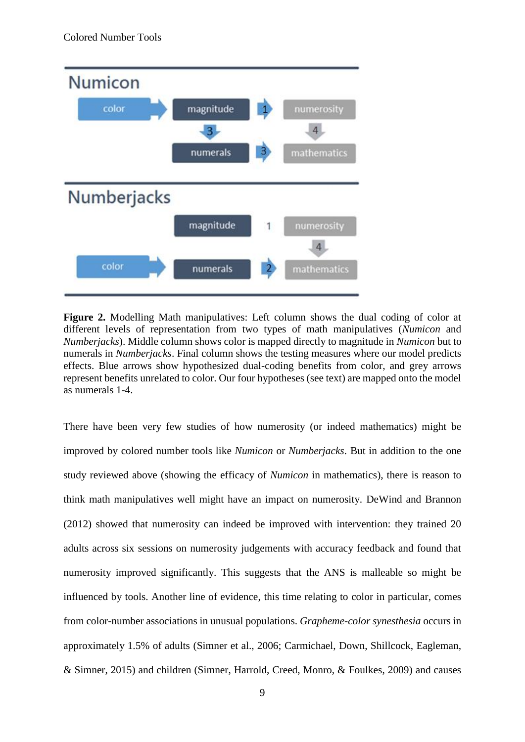**Figure 2.** Modelling Math manipulatives: Left column shows the dual coding of color at different levels of representation from two types of math manipulatives (*Numicon* and *Numberjacks*). Middle column shows color is mapped directly to magnitude in *Numicon* but to numerals in *Numberjacks*. Final column shows the testing measures where our model predicts effects. Blue arrows show hypothesized dual-coding benefits from color, and grey arrows represent benefits unrelated to color. Our four hypotheses (see text) are mapped onto the model as numerals 1-4.

There have been very few studies of how numerosity (or indeed mathematics) might be improved by colored number tools like *Numicon* or *Numberjacks*. But in addition to the one study reviewed above (showing the efficacy of *Numicon* in mathematics), there is reason to think math manipulatives well might have an impact on numerosity. DeWind and Brannon (2012) showed that numerosity can indeed be improved with intervention: they trained 20 adults across six sessions on numerosity judgements with accuracy feedback and found that numerosity improved significantly. This suggests that the ANS is malleable so might be influenced by tools. Another line of evidence, this time relating to color in particular, comes from color-number associations in unusual populations. *Grapheme-color synesthesia* occurs in approximately 1.5% of adults (Simner et al., 2006; Carmichael, Down, Shillcock, Eagleman, & Simner, 2015) and children (Simner, Harrold, Creed, Monro, & Foulkes, 2009) and causes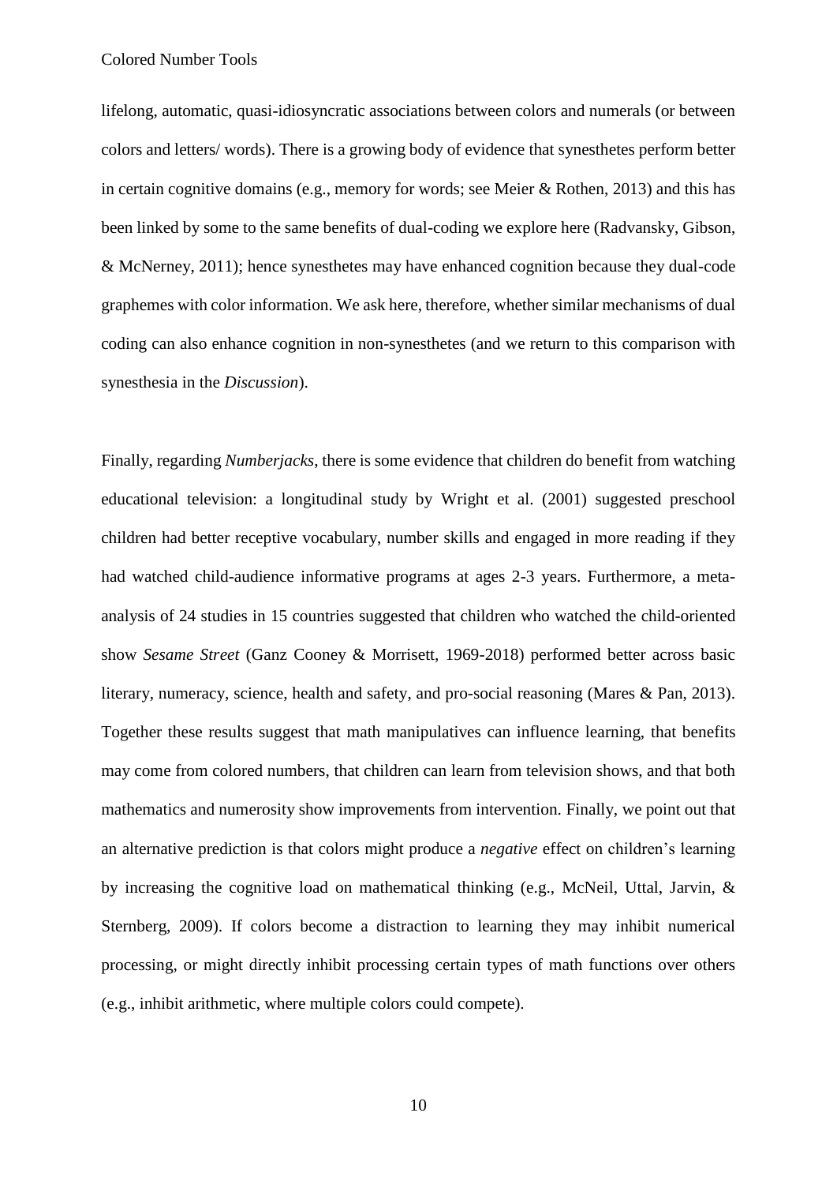lifelong, automatic, quasi-idiosyncratic associations between colors and numerals (or between colors and letters/ words). There is a growing body of evidence that synesthetes perform better in certain cognitive domains (e.g., memory for words; see Meier & Rothen, 2013) and this has been linked by some to the same benefits of dual-coding we explore here (Radvansky, Gibson, & McNerney, 2011); hence synesthetes may have enhanced cognition because they dual-code graphemes with color information. We ask here, therefore, whether similar mechanisms of dual coding can also enhance cognition in non-synesthetes (and we return to this comparison with synesthesia in the *Discussion*).

Finally, regarding *Numberjacks*, there is some evidence that children do benefit from watching educational television: a longitudinal study by Wright et al. (2001) suggested preschool children had better receptive vocabulary, number skills and engaged in more reading if they had watched child-audience informative programs at ages 2-3 years. Furthermore, a meta-analysis of 24 studies in 15 countries suggested that children who watched the child-oriented show *Sesame Street* (Ganz Cooney & Morrisett, 1969-2018) performed better across basic literary, numeracy, science, health and safety, and pro-social reasoning (Mares & Pan, 2013). Together these results suggest that math manipulatives can influence learning, that benefits may come from colored numbers, that children can learn from television shows, and that both mathematics and numerosity show improvements from intervention. Finally, we point out that an alternative prediction is that colors might produce a *negative* effect on children's learning by increasing the cognitive load on mathematical thinking (e.g., McNeil, Uttal, Jarvin, & Sternberg, 2009). If colors become a distraction to learning they may inhibit numerical processing, or might directly inhibit processing certain types of math functions over others (e.g., inhibit arithmetic, where multiple colors could compete).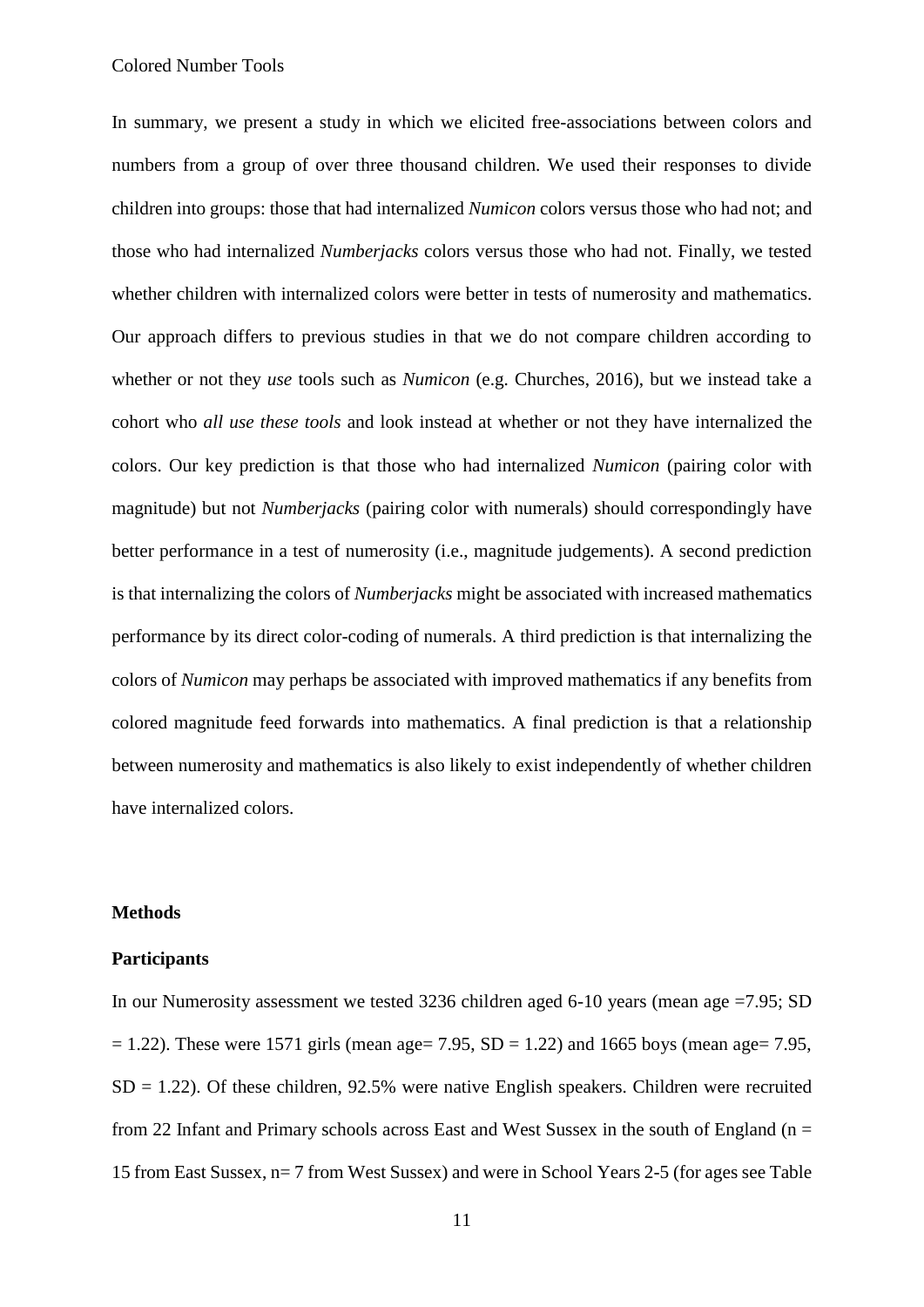In summary, we present a study in which we elicited free-associations between colors and numbers from a group of over three thousand children. We used their responses to divide children into groups: those that had internalized *Numicon* colors versus those who had not; and those who had internalized *Numberjacks* colors versus those who had not. Finally, we tested whether children with internalized colors were better in tests of numerosity and mathematics. Our approach differs to previous studies in that we do not compare children according to whether or not they *use* tools such as *Numicon* (e.g. Churches, 2016), but we instead take a cohort who *all use these tools* and look instead at whether or not they have internalized the colors. Our key prediction is that those who had internalized *Numicon* (pairing color with magnitude) but not *Numberjacks* (pairing color with numerals) should correspondingly have better performance in a test of numerosity (i.e., magnitude judgements). A second prediction is that internalizing the colors of *Numberjacks* might be associated with increased mathematics performance by its direct color-coding of numerals. A third prediction is that internalizing the colors of *Numicon* may perhaps be associated with improved mathematics if any benefits from colored magnitude feed forwards into mathematics. A final prediction is that a relationship between numerosity and mathematics is also likely to exist independently of whether children have internalized colors.

## Methods

### Participants

In our Numerosity assessment we tested 3236 children aged 6-10 years (mean age =7.95; SD = 1.22). These were 1571 girls (mean age= 7.95, SD = 1.22) and 1665 boys (mean age= 7.95, SD = 1.22). Of these children, 92.5% were native English speakers. Children were recruited from 22 Infant and Primary schools across East and West Sussex in the south of England (n = 15 from East Sussex, n= 7 from West Sussex) and were in School Years 2-5 (for ages see Table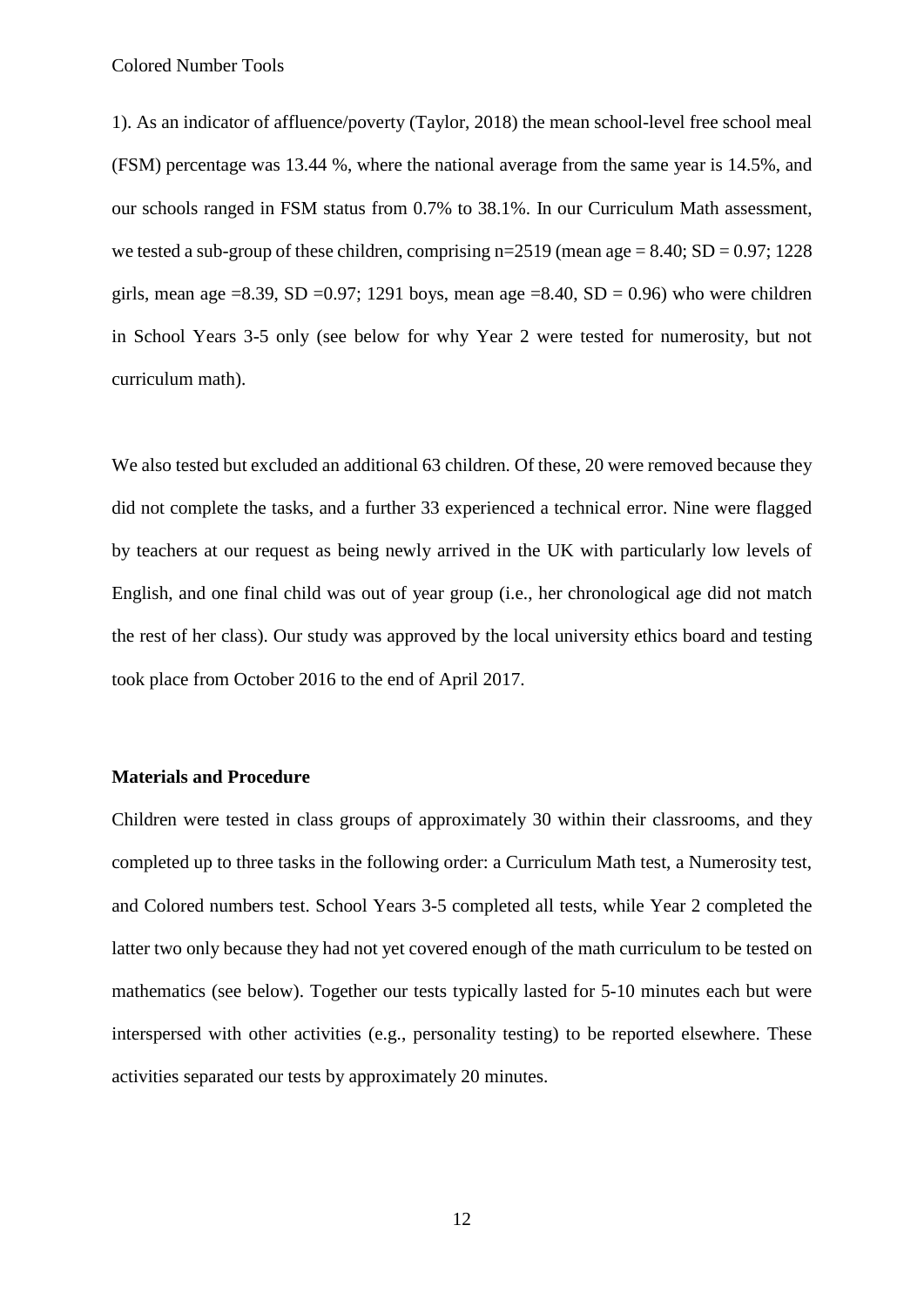1). As an indicator of affluence/poverty (Taylor, 2018) the mean school-level free school meal (FSM) percentage was 13.44 %, where the national average from the same year is 14.5%, and our schools ranged in FSM status from 0.7% to 38.1%. In our Curriculum Math assessment, we tested a sub-group of these children, comprising n=2519 (mean age = 8.40; SD = 0.97; 1228 girls, mean age =8.39, SD =0.97; 1291 boys, mean age =8.40, SD = 0.96) who were children in School Years 3-5 only (see below for why Year 2 were tested for numerosity, but not curriculum math).

We also tested but excluded an additional 63 children. Of these, 20 were removed because they did not complete the tasks, and a further 33 experienced a technical error. Nine were flagged by teachers at our request as being newly arrived in the UK with particularly low levels of English, and one final child was out of year group (i.e., her chronological age did not match the rest of her class). Our study was approved by the local university ethics board and testing took place from October 2016 to the end of April 2017.

**Materials and Procedure**

Children were tested in class groups of approximately 30 within their classrooms, and they completed up to three tasks in the following order: a Curriculum Math test, a Numerosity test, and Colored numbers test. School Years 3-5 completed all tests, while Year 2 completed the latter two only because they had not yet covered enough of the math curriculum to be tested on mathematics (see below). Together our tests typically lasted for 5-10 minutes each but were interspersed with other activities (e.g., personality testing) to be reported elsewhere. These activities separated our tests by approximately 20 minutes.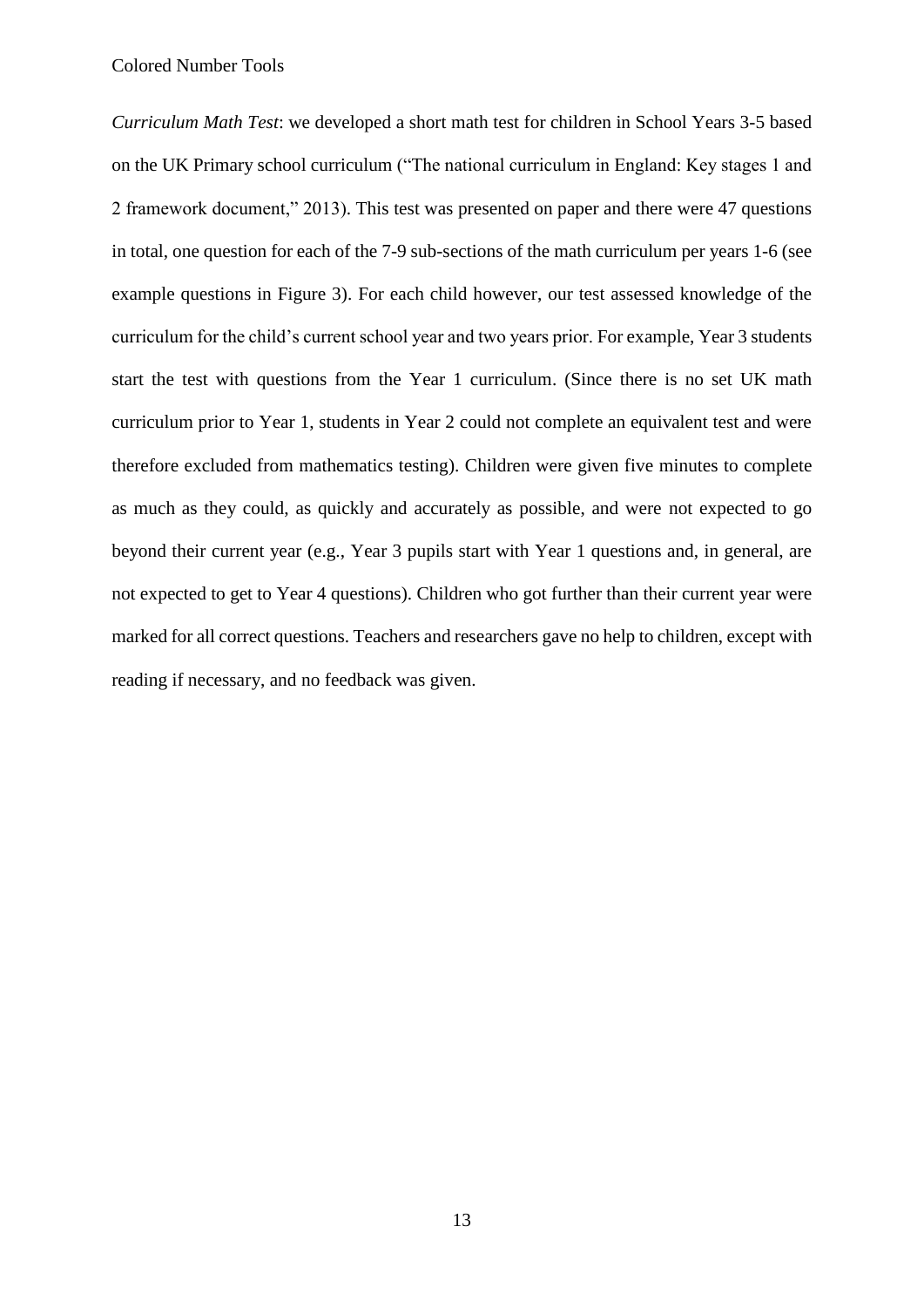*Curriculum Math Test*: we developed a short math test for children in School Years 3-5 based on the UK Primary school curriculum ("The national curriculum in England: Key stages 1 and 2 framework document," 2013). This test was presented on paper and there were 47 questions in total, one question for each of the 7-9 sub-sections of the math curriculum per years 1-6 (see example questions in Figure 3). For each child however, our test assessed knowledge of the curriculum for the child's current school year and two years prior. For example, Year 3 students start the test with questions from the Year 1 curriculum. (Since there is no set UK math curriculum prior to Year 1, students in Year 2 could not complete an equivalent test and were therefore excluded from mathematics testing). Children were given five minutes to complete as much as they could, as quickly and accurately as possible, and were not expected to go beyond their current year (e.g., Year 3 pupils start with Year 1 questions and, in general, are not expected to get to Year 4 questions). Children who got further than their current year were marked for all correct questions. Teachers and researchers gave no help to children, except with reading if necessary, and no feedback was given.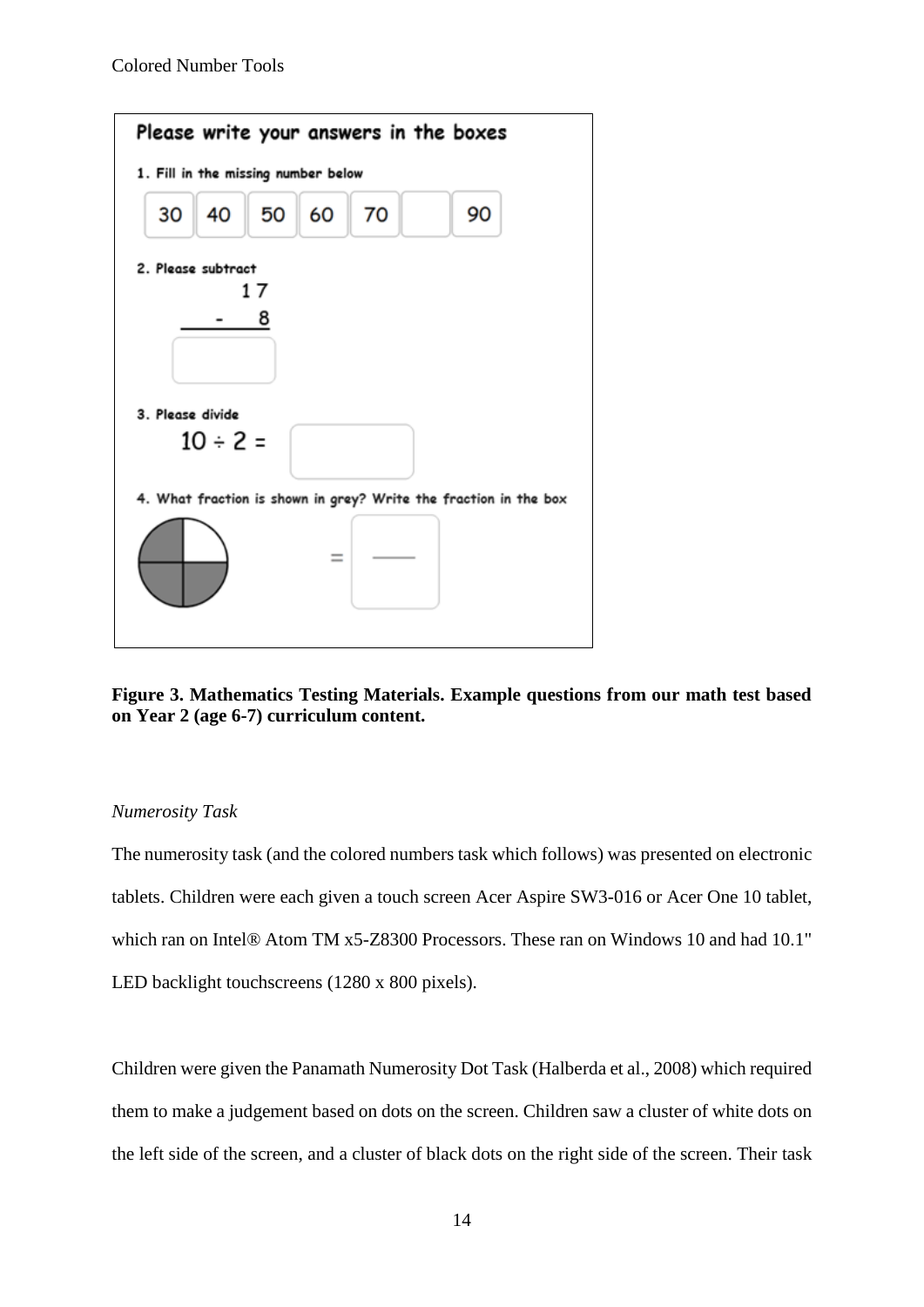**Please write your answers in the boxes**

1. Fill in the missing number below

| 30 | 40 | 50 | 60 | 70 | | 90 |
|---|---|---|---|---|---|---|

2. Please subtract

$$\begin{array}{r} 17 \\ -\ 8 \\ \hline \end{array}$$

3. Please divide

$10 \div 2 =$

4. What fraction is shown in grey? Write the fraction in the box

**Figure 3. Mathematics Testing Materials. Example questions from our math test based on Year 2 (age 6-7) curriculum content.**

*Numerosity Task*

The numerosity task (and the colored numbers task which follows) was presented on electronic tablets. Children were each given a touch screen Acer Aspire SW3-016 or Acer One 10 tablet, which ran on Intel® Atom TM x5-Z8300 Processors. These ran on Windows 10 and had 10.1" LED backlight touchscreens (1280 x 800 pixels).

Children were given the Panamath Numerosity Dot Task (Halberda et al., 2008) which required them to make a judgement based on dots on the screen. Children saw a cluster of white dots on the left side of the screen, and a cluster of black dots on the right side of the screen. Their task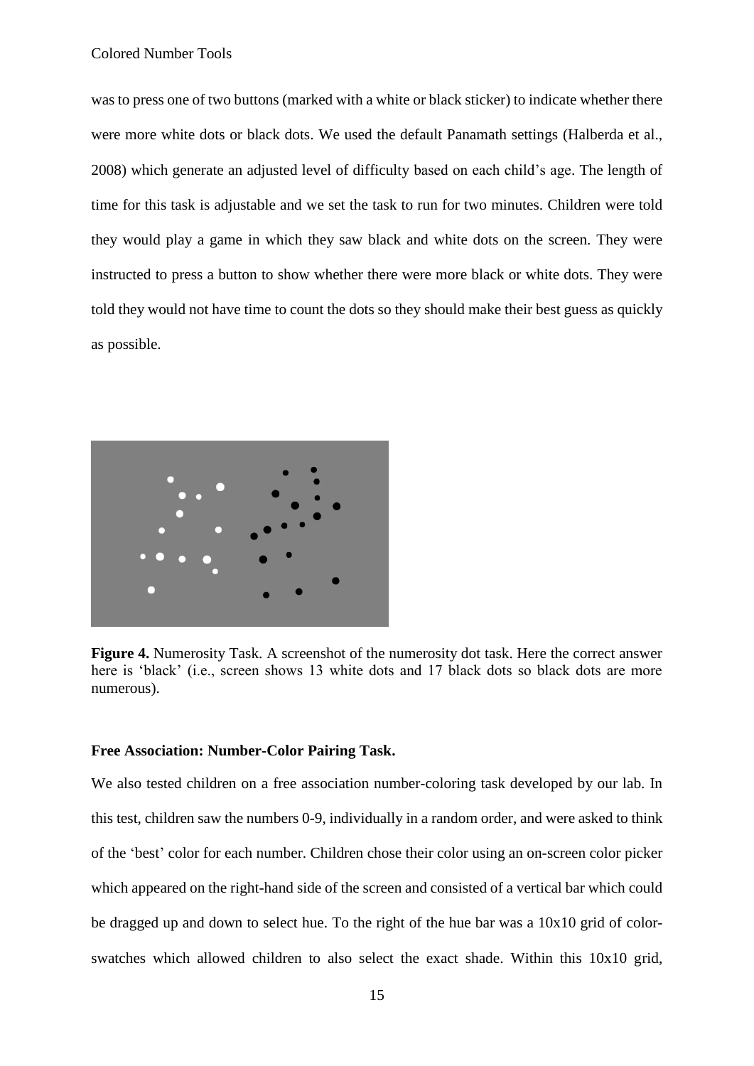was to press one of two buttons (marked with a white or black sticker) to indicate whether there were more white dots or black dots. We used the default Panamath settings (Halberda et al., 2008) which generate an adjusted level of difficulty based on each child's age. The length of time for this task is adjustable and we set the task to run for two minutes. Children were told they would play a game in which they saw black and white dots on the screen. They were instructed to press a button to show whether there were more black or white dots. They were told they would not have time to count the dots so they should make their best guess as quickly as possible.

**Figure 4.** Numerosity Task. A screenshot of the numerosity dot task. Here the correct answer here is 'black' (i.e., screen shows 13 white dots and 17 black dots so black dots are more numerous).

**Free Association: Number-Color Pairing Task.**

We also tested children on a free association number-coloring task developed by our lab. In this test, children saw the numbers 0-9, individually in a random order, and were asked to think of the 'best' color for each number. Children chose their color using an on-screen color picker which appeared on the right-hand side of the screen and consisted of a vertical bar which could be dragged up and down to select hue. To the right of the hue bar was a 10x10 grid of color-swatches which allowed children to also select the exact shade. Within this 10x10 grid,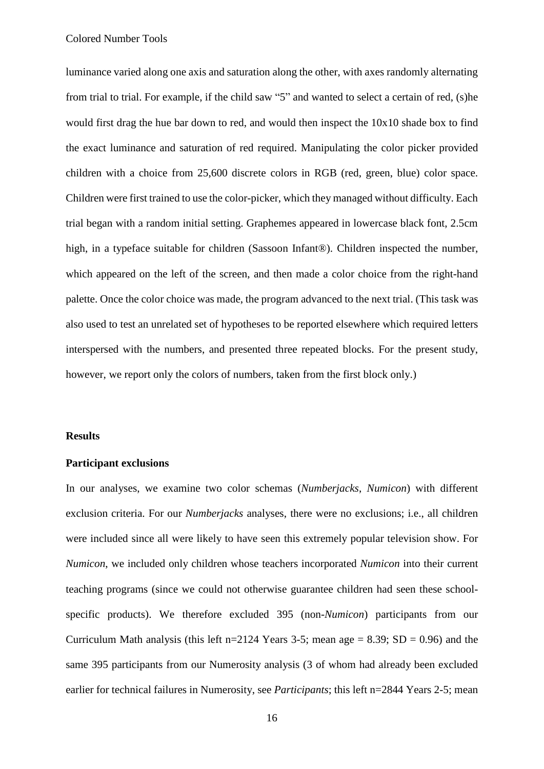luminance varied along one axis and saturation along the other, with axes randomly alternating from trial to trial. For example, if the child saw "5" and wanted to select a certain of red, (s)he would first drag the hue bar down to red, and would then inspect the 10x10 shade box to find the exact luminance and saturation of red required. Manipulating the color picker provided children with a choice from 25,600 discrete colors in RGB (red, green, blue) color space. Children were first trained to use the color-picker, which they managed without difficulty. Each trial began with a random initial setting. Graphemes appeared in lowercase black font, 2.5cm high, in a typeface suitable for children (Sassoon Infant®). Children inspected the number, which appeared on the left of the screen, and then made a color choice from the right-hand palette. Once the color choice was made, the program advanced to the next trial. (This task was also used to test an unrelated set of hypotheses to be reported elsewhere which required letters interspersed with the numbers, and presented three repeated blocks. For the present study, however, we report only the colors of numbers, taken from the first block only.)

## Results

### Participant exclusions

In our analyses, we examine two color schemas (*Numberjacks*, *Numicon*) with different exclusion criteria. For our *Numberjacks* analyses, there were no exclusions; i.e., all children were included since all were likely to have seen this extremely popular television show. For *Numicon*, we included only children whose teachers incorporated *Numicon* into their current teaching programs (since we could not otherwise guarantee children had seen these school-specific products). We therefore excluded 395 (non-*Numicon*) participants from our Curriculum Math analysis (this left n=2124 Years 3-5; mean age = 8.39; SD = 0.96) and the same 395 participants from our Numerosity analysis (3 of whom had already been excluded earlier for technical failures in Numerosity, see *Participants*; this left n=2844 Years 2-5; mean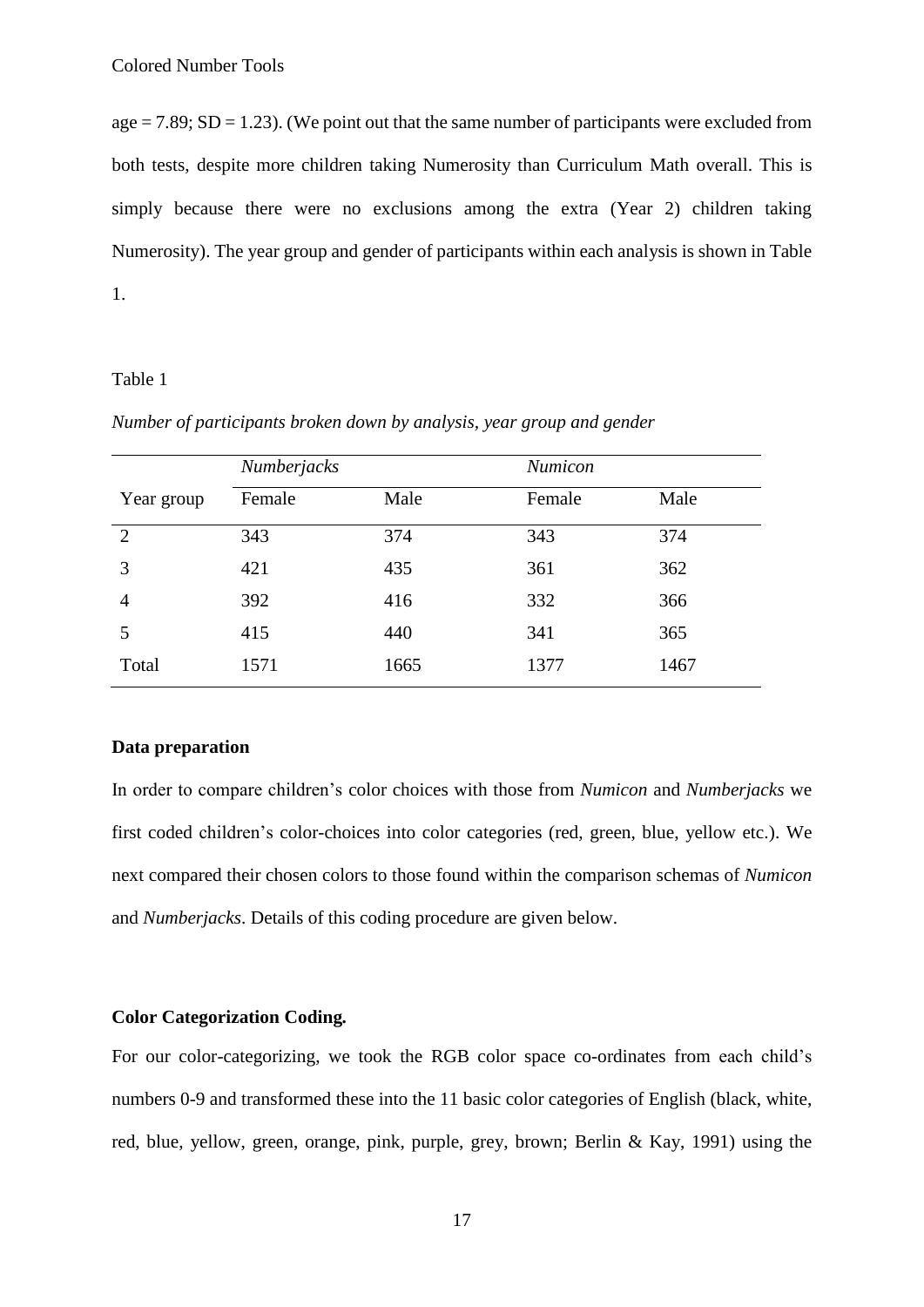age = 7.89; SD = 1.23). (We point out that the same number of participants were excluded from both tests, despite more children taking Numerosity than Curriculum Math overall. This is simply because there were no exclusions among the extra (Year 2) children taking Numerosity). The year group and gender of participants within each analysis is shown in Table 1.

Table 1

*Number of participants broken down by analysis, year group and gender*

| | *Numberjacks* | | *Numicon* | |
|---|---|---|---|---|
| Year group | Female | Male | Female | Male |
| 2 | 343 | 374 | 343 | 374 |
| 3 | 421 | 435 | 361 | 362 |
| 4 | 392 | 416 | 332 | 366 |
| 5 | 415 | 440 | 341 | 365 |
| Total | 1571 | 1665 | 1377 | 1467 |

**Data preparation**

In order to compare children's color choices with those from *Numicon* and *Numberjacks* we first coded children's color-choices into color categories (red, green, blue, yellow etc.). We next compared their chosen colors to those found within the comparison schemas of *Numicon* and *Numberjacks*. Details of this coding procedure are given below.

**Color Categorization Coding.**

For our color-categorizing, we took the RGB color space co-ordinates from each child's numbers 0-9 and transformed these into the 11 basic color categories of English (black, white, red, blue, yellow, green, orange, pink, purple, grey, brown; Berlin & Kay, 1991) using the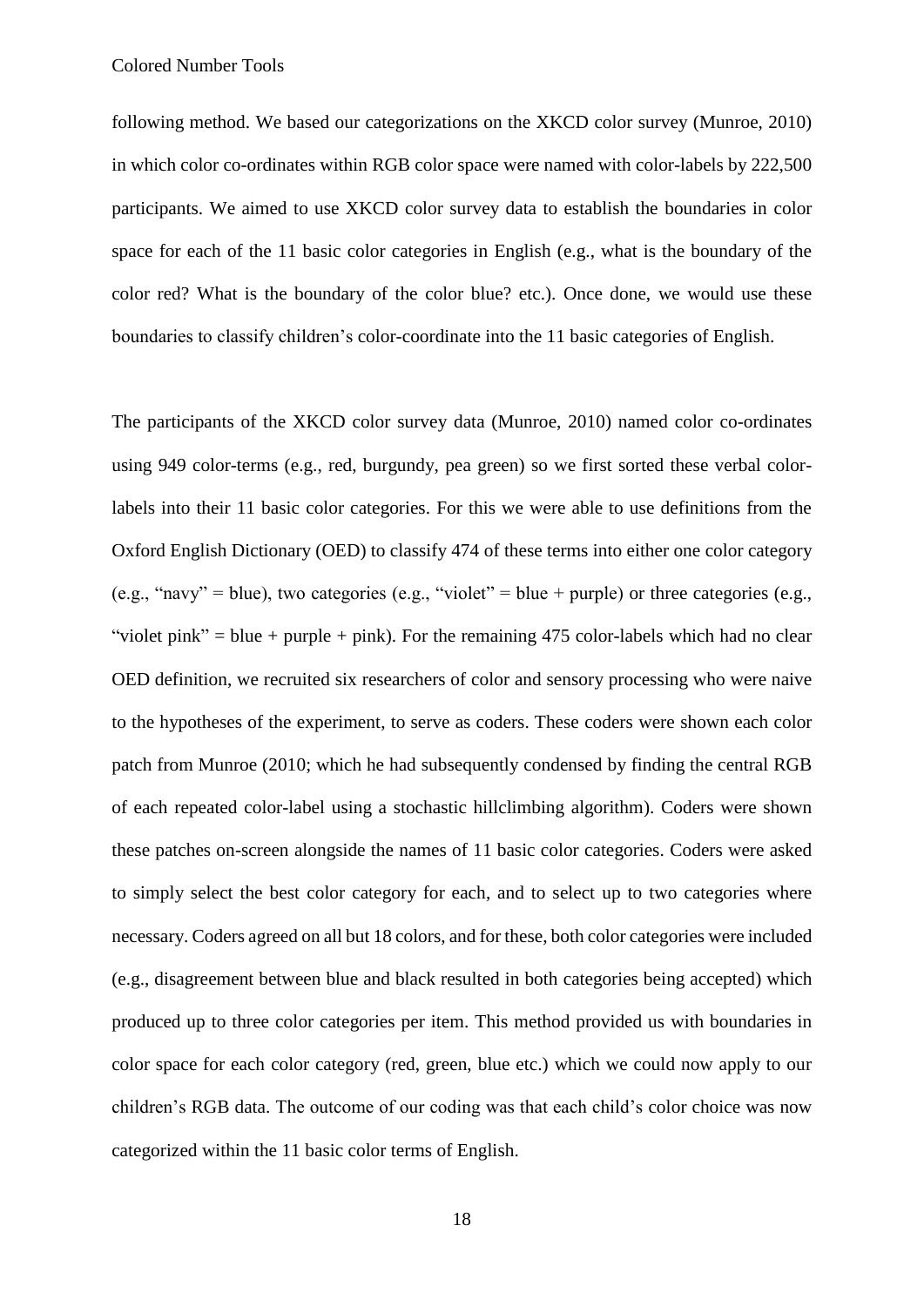following method. We based our categorizations on the XKCD color survey (Munroe, 2010) in which color co-ordinates within RGB color space were named with color-labels by 222,500 participants. We aimed to use XKCD color survey data to establish the boundaries in color space for each of the 11 basic color categories in English (e.g., what is the boundary of the color red? What is the boundary of the color blue? etc.). Once done, we would use these boundaries to classify children's color-coordinate into the 11 basic categories of English.

The participants of the XKCD color survey data (Munroe, 2010) named color co-ordinates using 949 color-terms (e.g., red, burgundy, pea green) so we first sorted these verbal color-labels into their 11 basic color categories. For this we were able to use definitions from the Oxford English Dictionary (OED) to classify 474 of these terms into either one color category (e.g., "navy" = blue), two categories (e.g., "violet" = blue + purple) or three categories (e.g., "violet pink" = blue + purple + pink). For the remaining 475 color-labels which had no clear OED definition, we recruited six researchers of color and sensory processing who were naive to the hypotheses of the experiment, to serve as coders. These coders were shown each color patch from Munroe (2010; which he had subsequently condensed by finding the central RGB of each repeated color-label using a stochastic hillclimbing algorithm). Coders were shown these patches on-screen alongside the names of 11 basic color categories. Coders were asked to simply select the best color category for each, and to select up to two categories where necessary. Coders agreed on all but 18 colors, and for these, both color categories were included (e.g., disagreement between blue and black resulted in both categories being accepted) which produced up to three color categories per item. This method provided us with boundaries in color space for each color category (red, green, blue etc.) which we could now apply to our children's RGB data. The outcome of our coding was that each child's color choice was now categorized within the 11 basic color terms of English.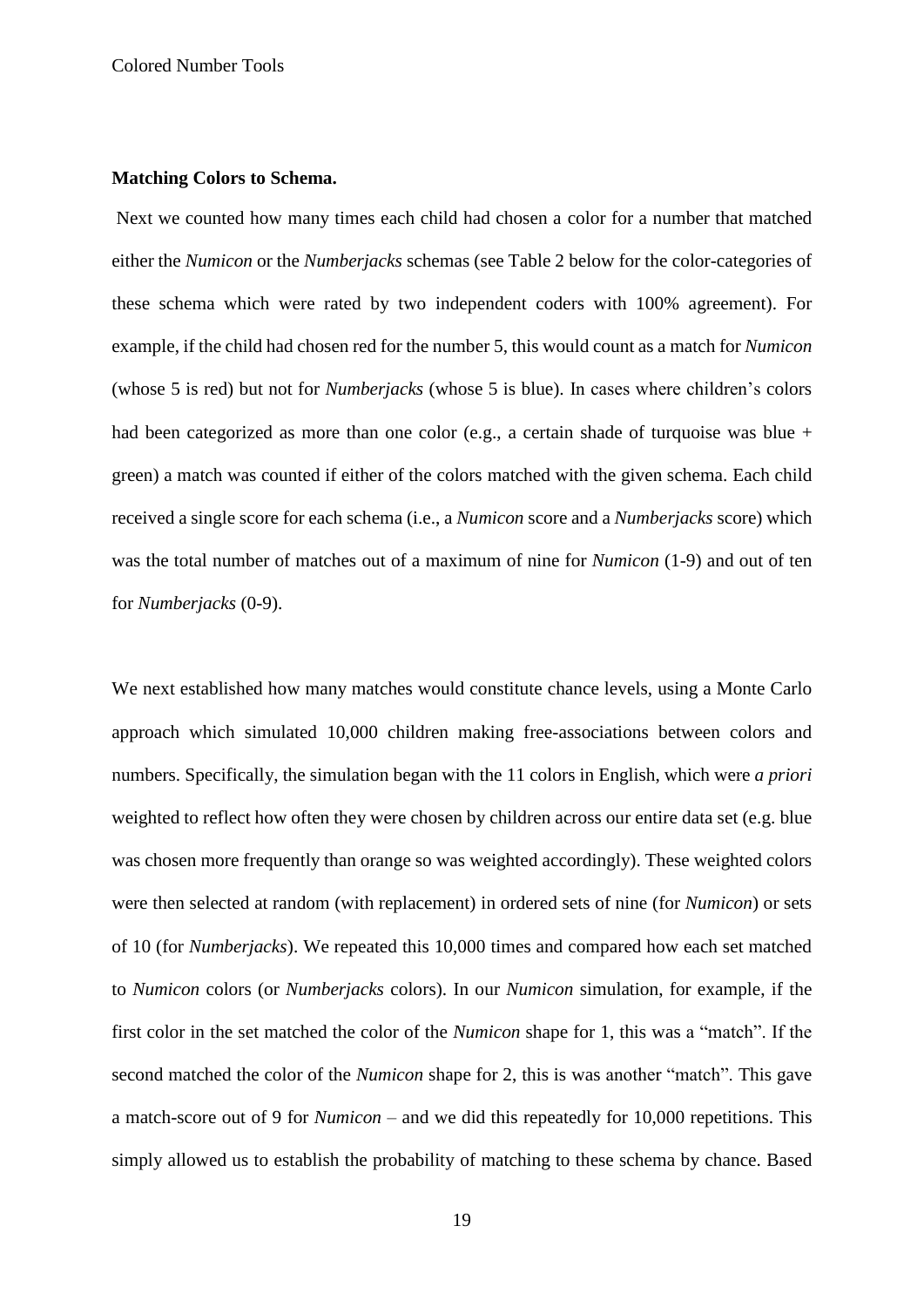**Matching Colors to Schema.**

Next we counted how many times each child had chosen a color for a number that matched either the *Numicon* or the *Numberjacks* schemas (see Table 2 below for the color-categories of these schema which were rated by two independent coders with 100% agreement). For example, if the child had chosen red for the number 5, this would count as a match for *Numicon* (whose 5 is red) but not for *Numberjacks* (whose 5 is blue). In cases where children's colors had been categorized as more than one color (e.g., a certain shade of turquoise was blue + green) a match was counted if either of the colors matched with the given schema. Each child received a single score for each schema (i.e., a *Numicon* score and a *Numberjacks* score) which was the total number of matches out of a maximum of nine for *Numicon* (1-9) and out of ten for *Numberjacks* (0-9).

We next established how many matches would constitute chance levels, using a Monte Carlo approach which simulated 10,000 children making free-associations between colors and numbers. Specifically, the simulation began with the 11 colors in English, which were *a priori* weighted to reflect how often they were chosen by children across our entire data set (e.g. blue was chosen more frequently than orange so was weighted accordingly). These weighted colors were then selected at random (with replacement) in ordered sets of nine (for *Numicon*) or sets of 10 (for *Numberjacks*). We repeated this 10,000 times and compared how each set matched to *Numicon* colors (or *Numberjacks* colors). In our *Numicon* simulation, for example, if the first color in the set matched the color of the *Numicon* shape for 1, this was a "match". If the second matched the color of the *Numicon* shape for 2, this is was another "match". This gave a match-score out of 9 for *Numicon* – and we did this repeatedly for 10,000 repetitions. This simply allowed us to establish the probability of matching to these schema by chance. Based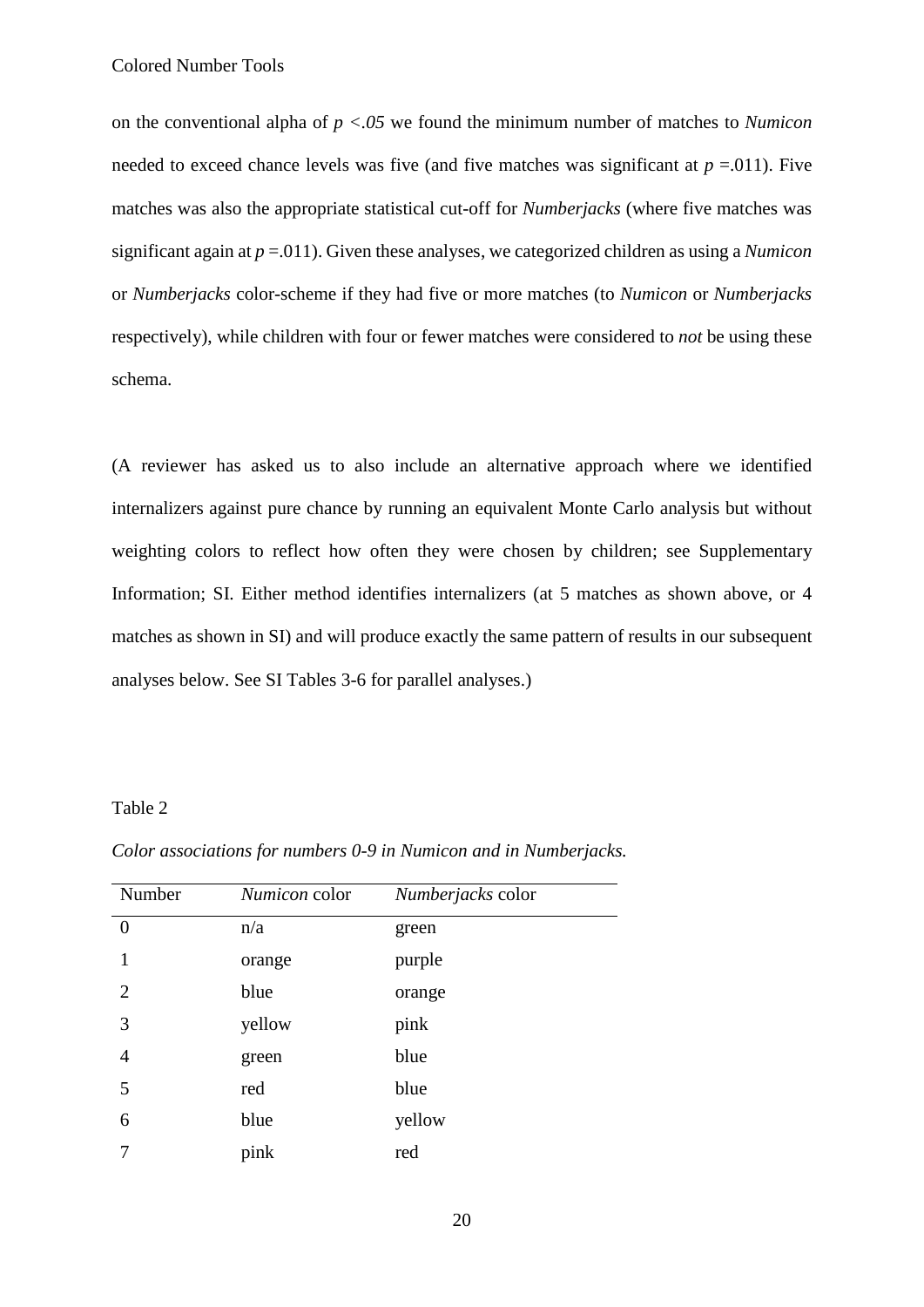on the conventional alpha of $p < .05$ we found the minimum number of matches to *Numicon* needed to exceed chance levels was five (and five matches was significant at $p = .011$). Five matches was also the appropriate statistical cut-off for *Numberjacks* (where five matches was significant again at $p = .011$). Given these analyses, we categorized children as using a *Numicon* or *Numberjacks* color-scheme if they had five or more matches (to *Numicon* or *Numberjacks* respectively), while children with four or fewer matches were considered to *not* be using these schema.

(A reviewer has asked us to also include an alternative approach where we identified internalizers against pure chance by running an equivalent Monte Carlo analysis but without weighting colors to reflect how often they were chosen by children; see Supplementary Information; SI. Either method identifies internalizers (at 5 matches as shown above, or 4 matches as shown in SI) and will produce exactly the same pattern of results in our subsequent analyses below. See SI Tables 3-6 for parallel analyses.)

Table 2

*Color associations for numbers 0-9 in Numicon and in Numberjacks.*

| Number | *Numicon* color | *Numberjacks* color |
|---|---|---|
| 0 | n/a | green |
| 1 | orange | purple |
| 2 | blue | orange |
| 3 | yellow | pink |
| 4 | green | blue |
| 5 | red | blue |
| 6 | blue | yellow |
| 7 | pink | red |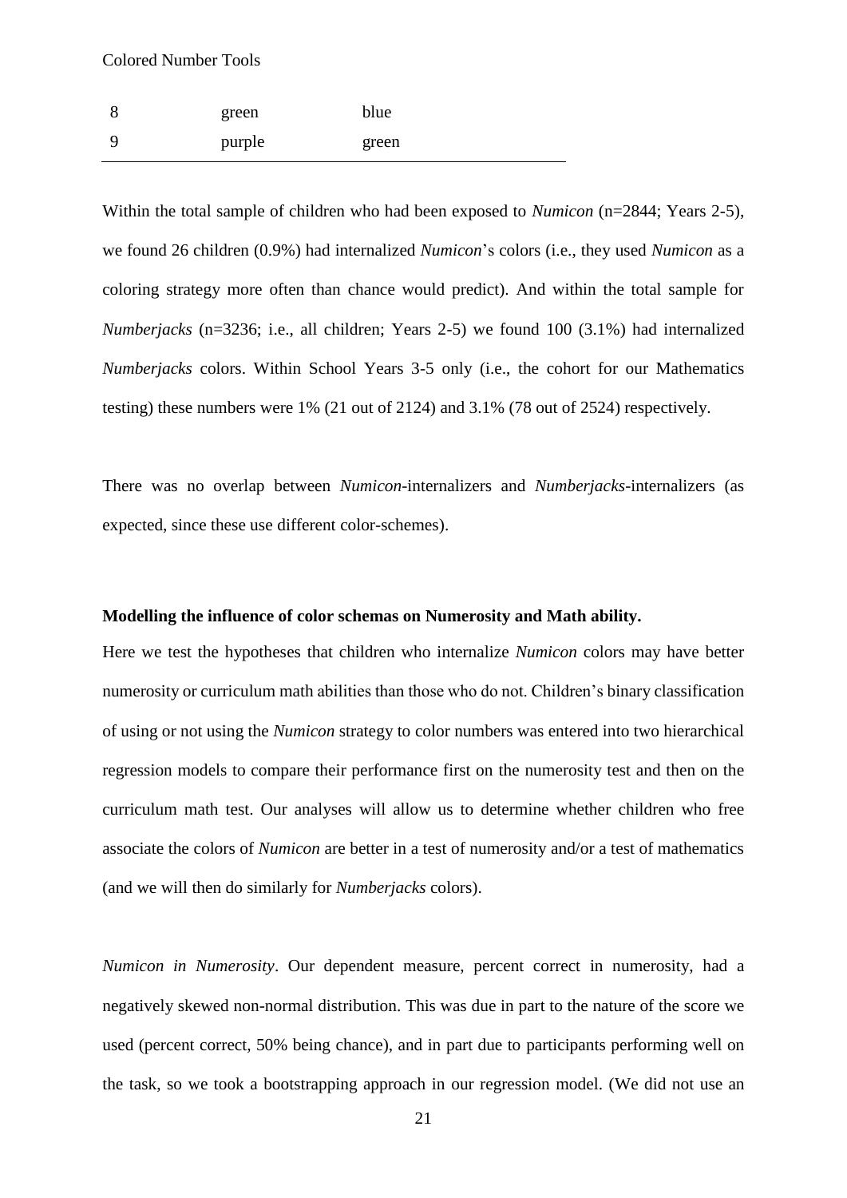| | | |
|---|---|---|
| 8 | green | blue |
| 9 | purple | green |

Within the total sample of children who had been exposed to *Numicon* (n=2844; Years 2-5), we found 26 children (0.9%) had internalized *Numicon*'s colors (i.e., they used *Numicon* as a coloring strategy more often than chance would predict). And within the total sample for *Numberjacks* (n=3236; i.e., all children; Years 2-5) we found 100 (3.1%) had internalized *Numberjacks* colors. Within School Years 3-5 only (i.e., the cohort for our Mathematics testing) these numbers were 1% (21 out of 2124) and 3.1% (78 out of 2524) respectively.

There was no overlap between *Numicon*-internalizers and *Numberjacks*-internalizers (as expected, since these use different color-schemes).

**Modelling the influence of color schemas on Numerosity and Math ability.**

Here we test the hypotheses that children who internalize *Numicon* colors may have better numerosity or curriculum math abilities than those who do not. Children's binary classification of using or not using the *Numicon* strategy to color numbers was entered into two hierarchical regression models to compare their performance first on the numerosity test and then on the curriculum math test. Our analyses will allow us to determine whether children who free associate the colors of *Numicon* are better in a test of numerosity and/or a test of mathematics (and we will then do similarly for *Numberjacks* colors).

*Numicon in Numerosity*. Our dependent measure, percent correct in numerosity, had a negatively skewed non-normal distribution. This was due in part to the nature of the score we used (percent correct, 50% being chance), and in part due to participants performing well on the task, so we took a bootstrapping approach in our regression model. (We did not use an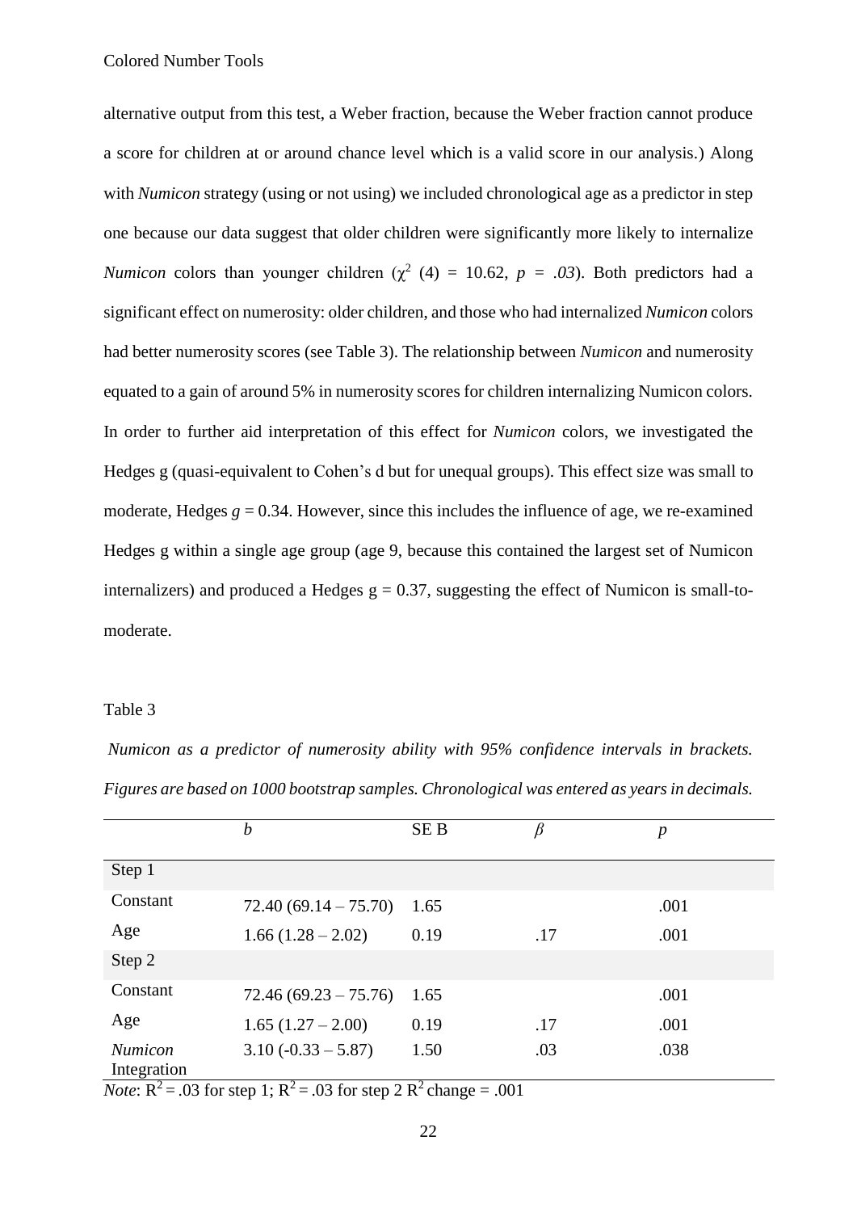alternative output from this test, a Weber fraction, because the Weber fraction cannot produce a score for children at or around chance level which is a valid score in our analysis.) Along with *Numicon* strategy (using or not using) we included chronological age as a predictor in step one because our data suggest that older children were significantly more likely to internalize *Numicon* colors than younger children ($\chi^2$ (4) = 10.62, *p* = *.03*). Both predictors had a significant effect on numerosity: older children, and those who had internalized *Numicon* colors had better numerosity scores (see Table 3). The relationship between *Numicon* and numerosity equated to a gain of around 5% in numerosity scores for children internalizing Numicon colors. In order to further aid interpretation of this effect for *Numicon* colors, we investigated the Hedges g (quasi-equivalent to Cohen's d but for unequal groups). This effect size was small to moderate, Hedges *g* = 0.34. However, since this includes the influence of age, we re-examined Hedges g within a single age group (age 9, because this contained the largest set of Numicon internalizers) and produced a Hedges g = 0.37, suggesting the effect of Numicon is small-to-moderate.

Table 3

*Numicon as a predictor of numerosity ability with 95% confidence intervals in brackets. Figures are based on 1000 bootstrap samples. Chronological was entered as years in decimals.*

| | *b* | SE B | $\beta$ | *p* |
|---|---|---|---|---|
| Step 1 | | | | |
| Constant | 72.40 (69.14 – 75.70) | 1.65 | | .001 |
| Age | 1.66 (1.28 – 2.02) | 0.19 | .17 | .001 |
| Step 2 | | | | |
| Constant | 72.46 (69.23 – 75.76) | 1.65 | | .001 |
| Age | 1.65 (1.27 – 2.00) | 0.19 | .17 | .001 |
| *Numicon* Integration | 3.10 (-0.33 – 5.87) | 1.50 | .03 | .038 |

*Note*: $R^2$ = .03 for step 1; $R^2$ = .03 for step 2 $R^2$ change = .001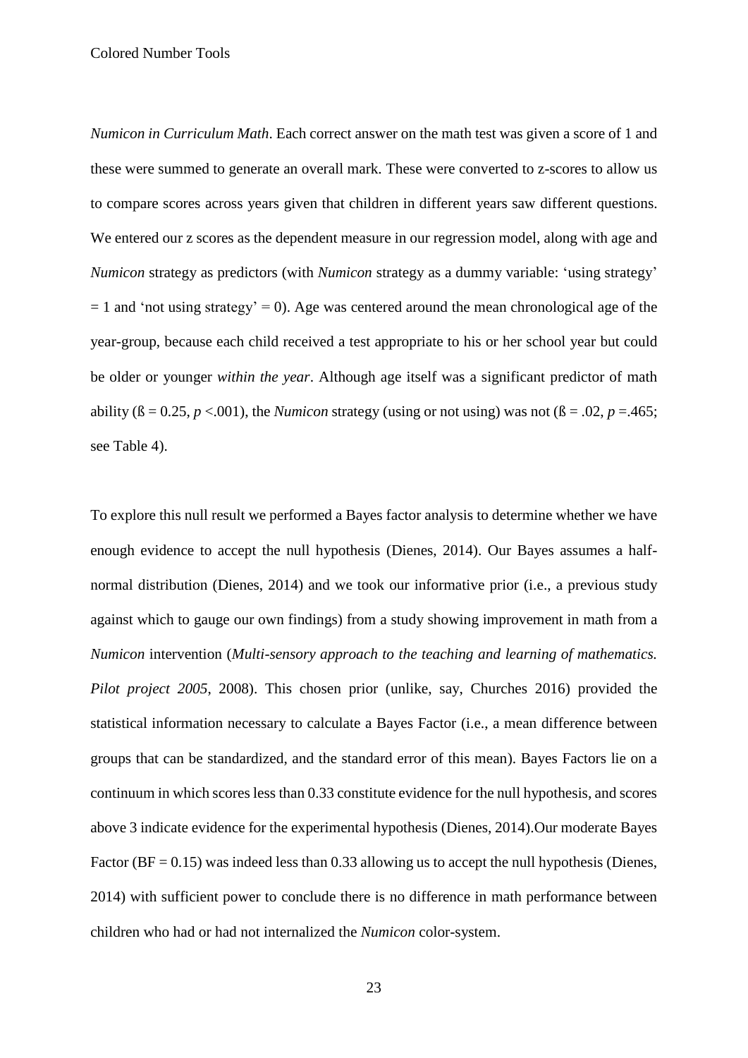*Numicon in Curriculum Math*. Each correct answer on the math test was given a score of 1 and these were summed to generate an overall mark. These were converted to z-scores to allow us to compare scores across years given that children in different years saw different questions. We entered our z scores as the dependent measure in our regression model, along with age and *Numicon* strategy as predictors (with *Numicon* strategy as a dummy variable: 'using strategy' = 1 and 'not using strategy' = 0). Age was centered around the mean chronological age of the year-group, because each child received a test appropriate to his or her school year but could be older or younger *within the year*. Although age itself was a significant predictor of math ability (ß = 0.25, $p$ <.001), the *Numicon* strategy (using or not using) was not (ß = .02, $p$ =.465; see Table 4).

To explore this null result we performed a Bayes factor analysis to determine whether we have enough evidence to accept the null hypothesis (Dienes, 2014). Our Bayes assumes a half-normal distribution (Dienes, 2014) and we took our informative prior (i.e., a previous study against which to gauge our own findings) from a study showing improvement in math from a *Numicon* intervention (*Multi-sensory approach to the teaching and learning of mathematics. Pilot project 2005*, 2008). This chosen prior (unlike, say, Churches 2016) provided the statistical information necessary to calculate a Bayes Factor (i.e., a mean difference between groups that can be standardized, and the standard error of this mean). Bayes Factors lie on a continuum in which scores less than 0.33 constitute evidence for the null hypothesis, and scores above 3 indicate evidence for the experimental hypothesis (Dienes, 2014).Our moderate Bayes Factor (BF = 0.15) was indeed less than 0.33 allowing us to accept the null hypothesis (Dienes, 2014) with sufficient power to conclude there is no difference in math performance between children who had or had not internalized the *Numicon* color-system.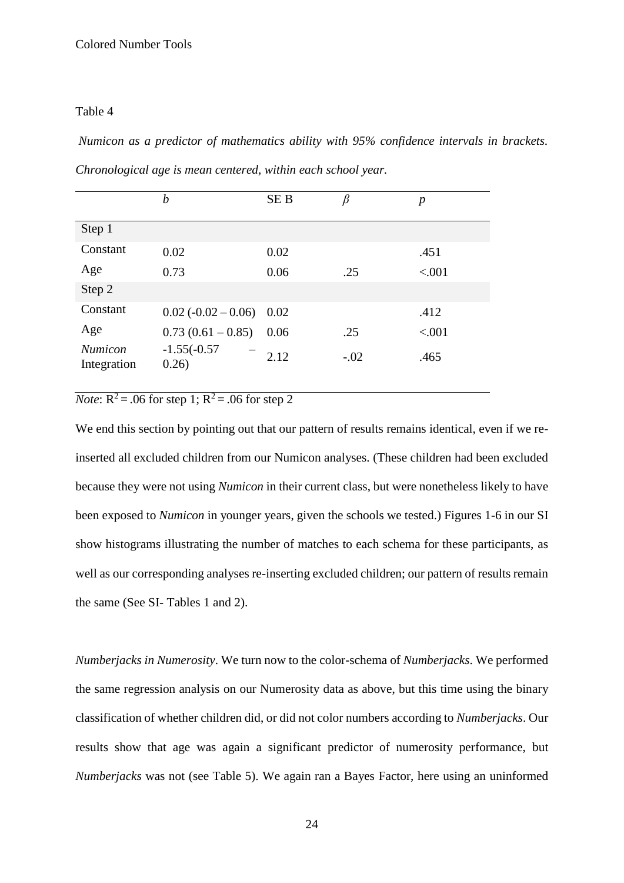Table 4

*Numicon as a predictor of mathematics ability with 95% confidence intervals in brackets. Chronological age is mean centered, within each school year.*

| | *b* | SE B | *β* | *p* |
|---|---|---|---|---|
| Step 1 | | | | |
| Constant | 0.02 | 0.02 | | .451 |
| Age | 0.73 | 0.06 | .25 | <.001 |
| Step 2 | | | | |
| Constant | 0.02 (-0.02 – 0.06) | 0.02 | | .412 |
| Age | 0.73 (0.61 – 0.85) | 0.06 | .25 | <.001 |
| *Numicon* Integration | -1.55(-0.57 – 0.26) | 2.12 | -.02 | .465 |

*Note*: $R^2 = .06$ for step 1; $R^2 = .06$ for step 2

We end this section by pointing out that our pattern of results remains identical, even if we re-inserted all excluded children from our Numicon analyses. (These children had been excluded because they were not using *Numicon* in their current class, but were nonetheless likely to have been exposed to *Numicon* in younger years, given the schools we tested.) Figures 1-6 in our SI show histograms illustrating the number of matches to each schema for these participants, as well as our corresponding analyses re-inserting excluded children; our pattern of results remain the same (See SI- Tables 1 and 2).

*Numberjacks in Numerosity*. We turn now to the color-schema of *Numberjacks*. We performed the same regression analysis on our Numerosity data as above, but this time using the binary classification of whether children did, or did not color numbers according to *Numberjacks*. Our results show that age was again a significant predictor of numerosity performance, but *Numberjacks* was not (see Table 5). We again ran a Bayes Factor, here using an uninformed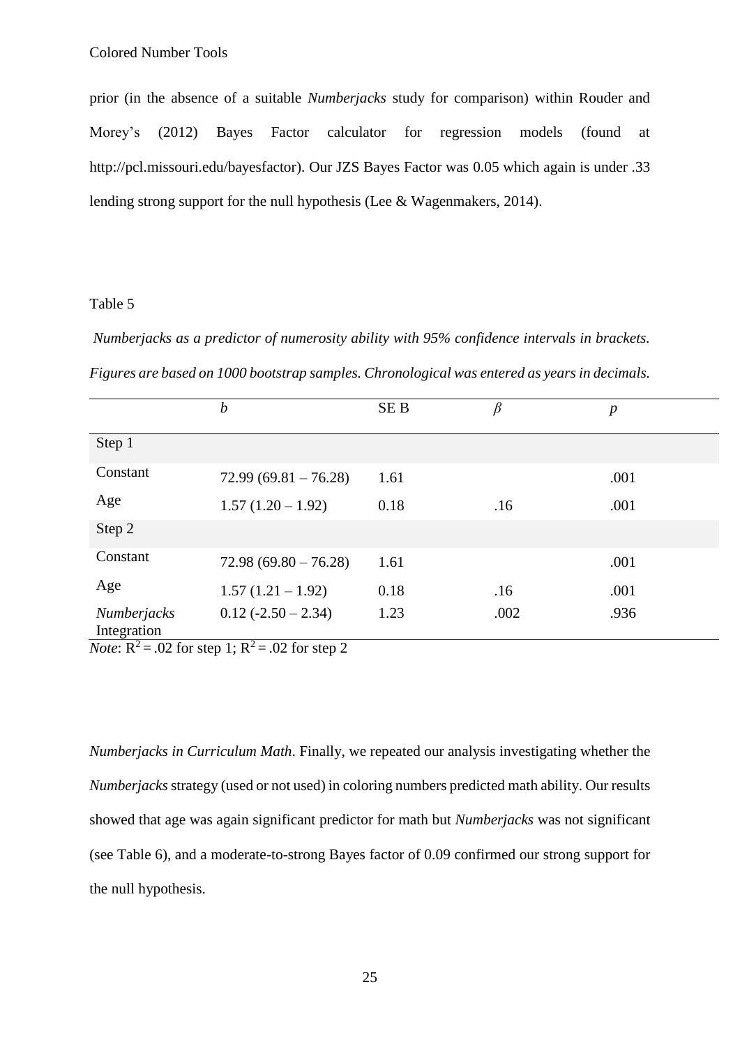prior (in the absence of a suitable *Numberjacks* study for comparison) within Rouder and Morey's (2012) Bayes Factor calculator for regression models (found at http://pcl.missouri.edu/bayesfactor). Our JZS Bayes Factor was 0.05 which again is under .33 lending strong support for the null hypothesis (Lee & Wagenmakers, 2014).

Table 5

*Numberjacks as a predictor of numerosity ability with 95% confidence intervals in brackets. Figures are based on 1000 bootstrap samples. Chronological was entered as years in decimals.*

| | *b* | SE B | *β* | *p* |
|---|---|---|---|---|
| Step 1 | | | | |
| Constant | 72.99 (69.81 – 76.28) | 1.61 | | .001 |
| Age | 1.57 (1.20 – 1.92) | 0.18 | .16 | .001 |
| Step 2 | | | | |
| Constant | 72.98 (69.80 – 76.28) | 1.61 | | .001 |
| Age | 1.57 (1.21 – 1.92) | 0.18 | .16 | .001 |
| *Numberjacks* Integration | 0.12 (-2.50 – 2.34) | 1.23 | .002 | .936 |

*Note*: $R^2 = .02$ for step 1; $R^2 = .02$ for step 2

*Numberjacks in Curriculum Math*. Finally, we repeated our analysis investigating whether the *Numberjacks* strategy (used or not used) in coloring numbers predicted math ability. Our results showed that age was again significant predictor for math but *Numberjacks* was not significant (see Table 6), and a moderate-to-strong Bayes factor of 0.09 confirmed our strong support for the null hypothesis.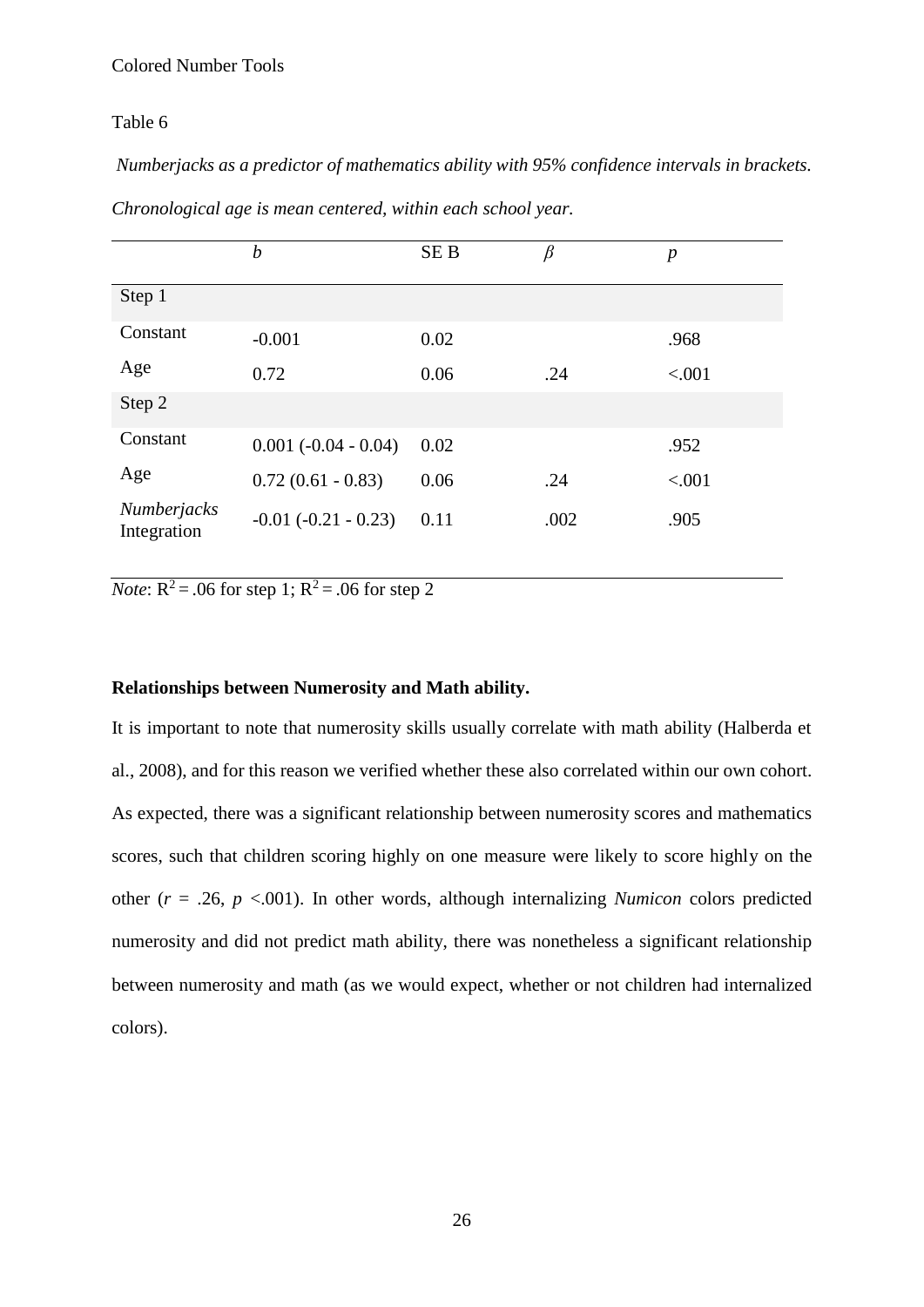Table 6

*Numberjacks as a predictor of mathematics ability with 95% confidence intervals in brackets. Chronological age is mean centered, within each school year.*

| | *b* | SE B | *β* | *p* |
|---|---|---|---|---|
| Step 1 | | | | |
| Constant | -0.001 | 0.02 | | .968 |
| Age | 0.72 | 0.06 | .24 | <.001 |
| Step 2 | | | | |
| Constant | 0.001 (-0.04 - 0.04) | 0.02 | | .952 |
| Age | 0.72 (0.61 - 0.83) | 0.06 | .24 | <.001 |
| *Numberjacks* Integration | -0.01 (-0.21 - 0.23) | 0.11 | .002 | .905 |

*Note*: $R^2 = .06$ for step 1; $R^2 = .06$ for step 2

**Relationships between Numerosity and Math ability.**

It is important to note that numerosity skills usually correlate with math ability (Halberda et al., 2008), and for this reason we verified whether these also correlated within our own cohort. As expected, there was a significant relationship between numerosity scores and mathematics scores, such that children scoring highly on one measure were likely to score highly on the other ($r = .26$, $p < .001$). In other words, although internalizing *Numicon* colors predicted numerosity and did not predict math ability, there was nonetheless a significant relationship between numerosity and math (as we would expect, whether or not children had internalized colors).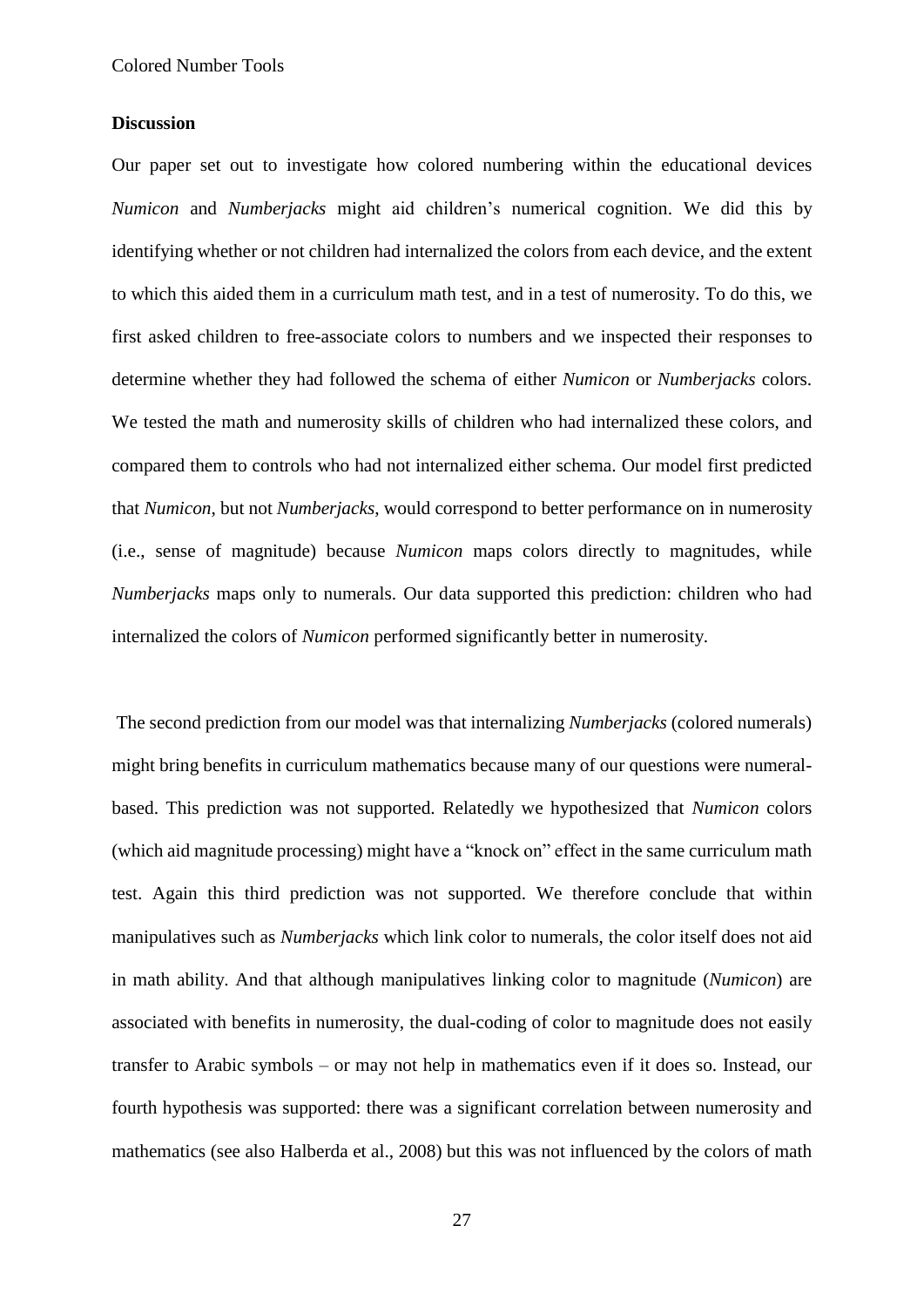## Discussion

Our paper set out to investigate how colored numbering within the educational devices *Numicon* and *Numberjacks* might aid children's numerical cognition. We did this by identifying whether or not children had internalized the colors from each device, and the extent to which this aided them in a curriculum math test, and in a test of numerosity. To do this, we first asked children to free-associate colors to numbers and we inspected their responses to determine whether they had followed the schema of either *Numicon* or *Numberjacks* colors. We tested the math and numerosity skills of children who had internalized these colors, and compared them to controls who had not internalized either schema. Our model first predicted that *Numicon*, but not *Numberjacks*, would correspond to better performance on in numerosity (i.e., sense of magnitude) because *Numicon* maps colors directly to magnitudes, while *Numberjacks* maps only to numerals. Our data supported this prediction: children who had internalized the colors of *Numicon* performed significantly better in numerosity.

The second prediction from our model was that internalizing *Numberjacks* (colored numerals) might bring benefits in curriculum mathematics because many of our questions were numeral-based. This prediction was not supported. Relatedly we hypothesized that *Numicon* colors (which aid magnitude processing) might have a "knock on" effect in the same curriculum math test. Again this third prediction was not supported. We therefore conclude that within manipulatives such as *Numberjacks* which link color to numerals, the color itself does not aid in math ability. And that although manipulatives linking color to magnitude (*Numicon*) are associated with benefits in numerosity, the dual-coding of color to magnitude does not easily transfer to Arabic symbols – or may not help in mathematics even if it does so. Instead, our fourth hypothesis was supported: there was a significant correlation between numerosity and mathematics (see also Halberda et al., 2008) but this was not influenced by the colors of math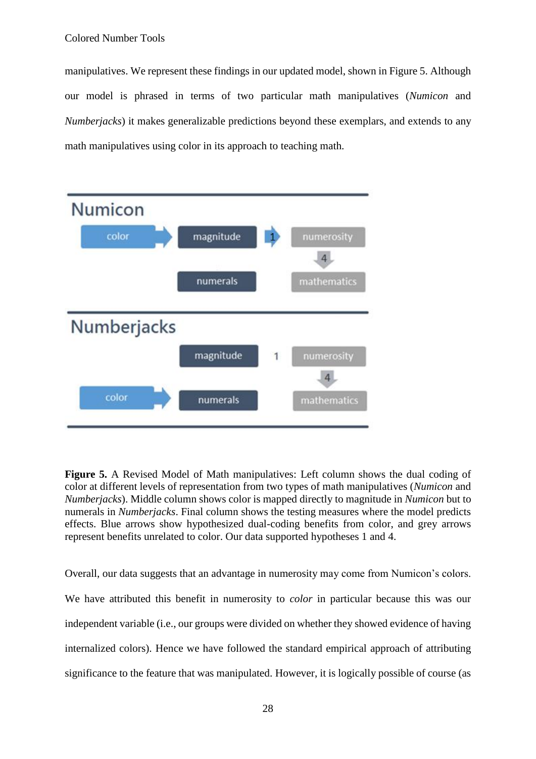manipulatives. We represent these findings in our updated model, shown in Figure 5. Although our model is phrased in terms of two particular math manipulatives (*Numicon* and *Numberjacks*) it makes generalizable predictions beyond these exemplars, and extends to any math manipulatives using color in its approach to teaching math.

**Figure 5.** A Revised Model of Math manipulatives: Left column shows the dual coding of color at different levels of representation from two types of math manipulatives (*Numicon* and *Numberjacks*). Middle column shows color is mapped directly to magnitude in *Numicon* but to numerals in *Numberjacks*. Final column shows the testing measures where the model predicts effects. Blue arrows show hypothesized dual-coding benefits from color, and grey arrows represent benefits unrelated to color. Our data supported hypotheses 1 and 4.

Overall, our data suggests that an advantage in numerosity may come from Numicon's colors. We have attributed this benefit in numerosity to *color* in particular because this was our independent variable (i.e., our groups were divided on whether they showed evidence of having internalized colors). Hence we have followed the standard empirical approach of attributing significance to the feature that was manipulated. However, it is logically possible of course (as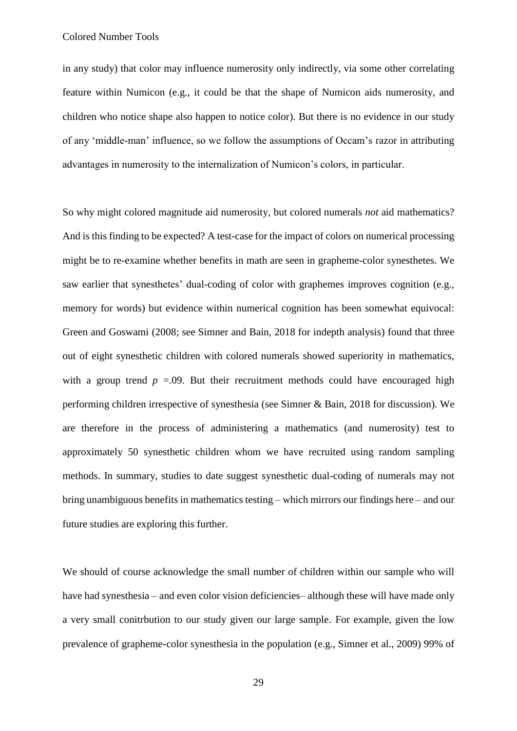in any study) that color may influence numerosity only indirectly, via some other correlating feature within Numicon (e.g., it could be that the shape of Numicon aids numerosity, and children who notice shape also happen to notice color). But there is no evidence in our study of any 'middle-man' influence, so we follow the assumptions of Occam's razor in attributing advantages in numerosity to the internalization of Numicon's colors, in particular.

So why might colored magnitude aid numerosity, but colored numerals *not* aid mathematics? And is this finding to be expected? A test-case for the impact of colors on numerical processing might be to re-examine whether benefits in math are seen in grapheme-color synesthetes. We saw earlier that synesthetes' dual-coding of color with graphemes improves cognition (e.g., memory for words) but evidence within numerical cognition has been somewhat equivocal: Green and Goswami (2008; see Simner and Bain, 2018 for indepth analysis) found that three out of eight synesthetic children with colored numerals showed superiority in mathematics, with a group trend $p$ =.09. But their recruitment methods could have encouraged high performing children irrespective of synesthesia (see Simner & Bain, 2018 for discussion). We are therefore in the process of administering a mathematics (and numerosity) test to approximately 50 synesthetic children whom we have recruited using random sampling methods. In summary, studies to date suggest synesthetic dual-coding of numerals may not bring unambiguous benefits in mathematics testing – which mirrors our findings here – and our future studies are exploring this further.

We should of course acknowledge the small number of children within our sample who will have had synesthesia – and even color vision deficiencies– although these will have made only a very small conitrbution to our study given our large sample. For example, given the low prevalence of grapheme-color synesthesia in the population (e.g., Simner et al., 2009) 99% of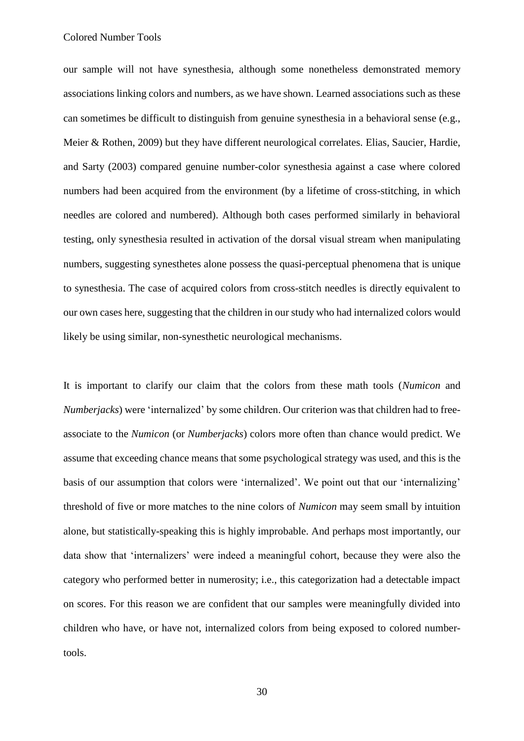our sample will not have synesthesia, although some nonetheless demonstrated memory associations linking colors and numbers, as we have shown. Learned associations such as these can sometimes be difficult to distinguish from genuine synesthesia in a behavioral sense (e.g., Meier & Rothen, 2009) but they have different neurological correlates. Elias, Saucier, Hardie, and Sarty (2003) compared genuine number-color synesthesia against a case where colored numbers had been acquired from the environment (by a lifetime of cross-stitching, in which needles are colored and numbered). Although both cases performed similarly in behavioral testing, only synesthesia resulted in activation of the dorsal visual stream when manipulating numbers, suggesting synesthetes alone possess the quasi-perceptual phenomena that is unique to synesthesia. The case of acquired colors from cross-stitch needles is directly equivalent to our own cases here, suggesting that the children in our study who had internalized colors would likely be using similar, non-synesthetic neurological mechanisms.

It is important to clarify our claim that the colors from these math tools (*Numicon* and *Numberjacks*) were 'internalized' by some children. Our criterion was that children had to free-associate to the *Numicon* (or *Numberjacks*) colors more often than chance would predict. We assume that exceeding chance means that some psychological strategy was used, and this is the basis of our assumption that colors were 'internalized'. We point out that our 'internalizing' threshold of five or more matches to the nine colors of *Numicon* may seem small by intuition alone, but statistically-speaking this is highly improbable. And perhaps most importantly, our data show that 'internalizers' were indeed a meaningful cohort, because they were also the category who performed better in numerosity; i.e., this categorization had a detectable impact on scores. For this reason we are confident that our samples were meaningfully divided into children who have, or have not, internalized colors from being exposed to colored number-tools.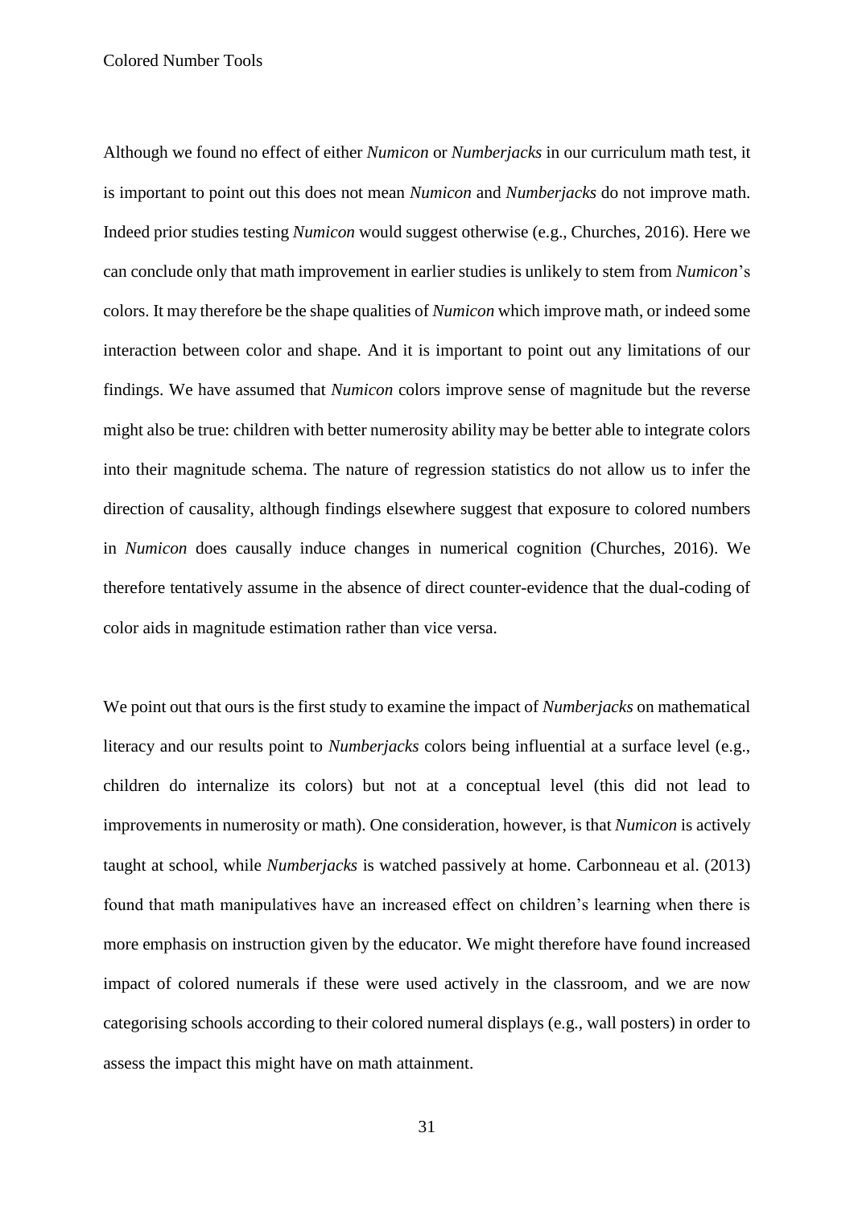Although we found no effect of either *Numicon* or *Numberjacks* in our curriculum math test, it is important to point out this does not mean *Numicon* and *Numberjacks* do not improve math. Indeed prior studies testing *Numicon* would suggest otherwise (e.g., Churches, 2016). Here we can conclude only that math improvement in earlier studies is unlikely to stem from *Numicon*'s colors. It may therefore be the shape qualities of *Numicon* which improve math, or indeed some interaction between color and shape. And it is important to point out any limitations of our findings. We have assumed that *Numicon* colors improve sense of magnitude but the reverse might also be true: children with better numerosity ability may be better able to integrate colors into their magnitude schema. The nature of regression statistics do not allow us to infer the direction of causality, although findings elsewhere suggest that exposure to colored numbers in *Numicon* does causally induce changes in numerical cognition (Churches, 2016). We therefore tentatively assume in the absence of direct counter-evidence that the dual-coding of color aids in magnitude estimation rather than vice versa.

We point out that ours is the first study to examine the impact of *Numberjacks* on mathematical literacy and our results point to *Numberjacks* colors being influential at a surface level (e.g., children do internalize its colors) but not at a conceptual level (this did not lead to improvements in numerosity or math). One consideration, however, is that *Numicon* is actively taught at school, while *Numberjacks* is watched passively at home. Carbonneau et al. (2013) found that math manipulatives have an increased effect on children's learning when there is more emphasis on instruction given by the educator. We might therefore have found increased impact of colored numerals if these were used actively in the classroom, and we are now categorising schools according to their colored numeral displays (e.g., wall posters) in order to assess the impact this might have on math attainment.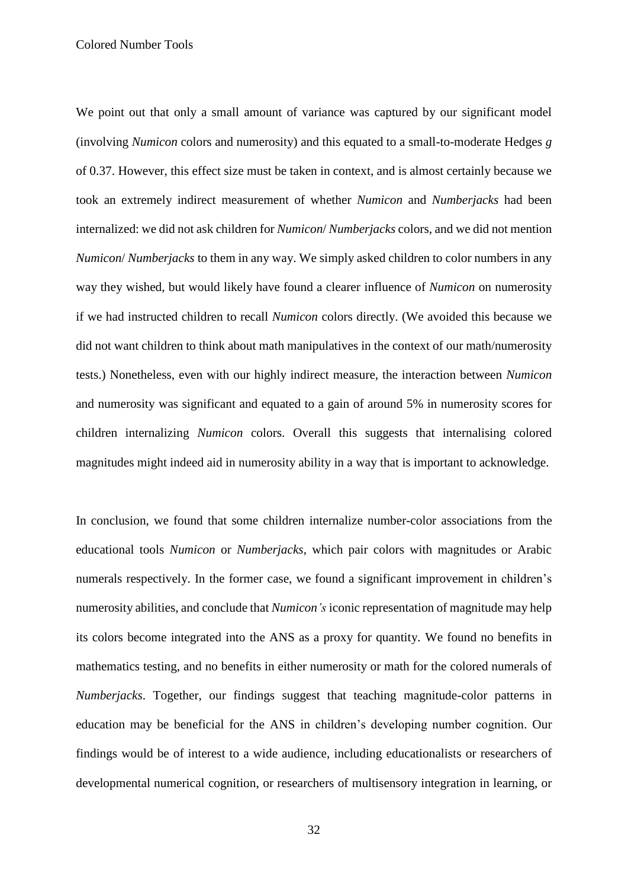We point out that only a small amount of variance was captured by our significant model (involving *Numicon* colors and numerosity) and this equated to a small-to-moderate Hedges *g* of 0.37. However, this effect size must be taken in context, and is almost certainly because we took an extremely indirect measurement of whether *Numicon* and *Numberjacks* had been internalized: we did not ask children for *Numicon*/ *Numberjacks* colors, and we did not mention *Numicon*/ *Numberjacks* to them in any way. We simply asked children to color numbers in any way they wished, but would likely have found a clearer influence of *Numicon* on numerosity if we had instructed children to recall *Numicon* colors directly. (We avoided this because we did not want children to think about math manipulatives in the context of our math/numerosity tests.) Nonetheless, even with our highly indirect measure, the interaction between *Numicon* and numerosity was significant and equated to a gain of around 5% in numerosity scores for children internalizing *Numicon* colors. Overall this suggests that internalising colored magnitudes might indeed aid in numerosity ability in a way that is important to acknowledge.

In conclusion, we found that some children internalize number-color associations from the educational tools *Numicon* or *Numberjacks*, which pair colors with magnitudes or Arabic numerals respectively. In the former case, we found a significant improvement in children's numerosity abilities, and conclude that *Numicon's* iconic representation of magnitude may help its colors become integrated into the ANS as a proxy for quantity. We found no benefits in mathematics testing, and no benefits in either numerosity or math for the colored numerals of *Numberjacks*. Together, our findings suggest that teaching magnitude-color patterns in education may be beneficial for the ANS in children's developing number cognition. Our findings would be of interest to a wide audience, including educationalists or researchers of developmental numerical cognition, or researchers of multisensory integration in learning, or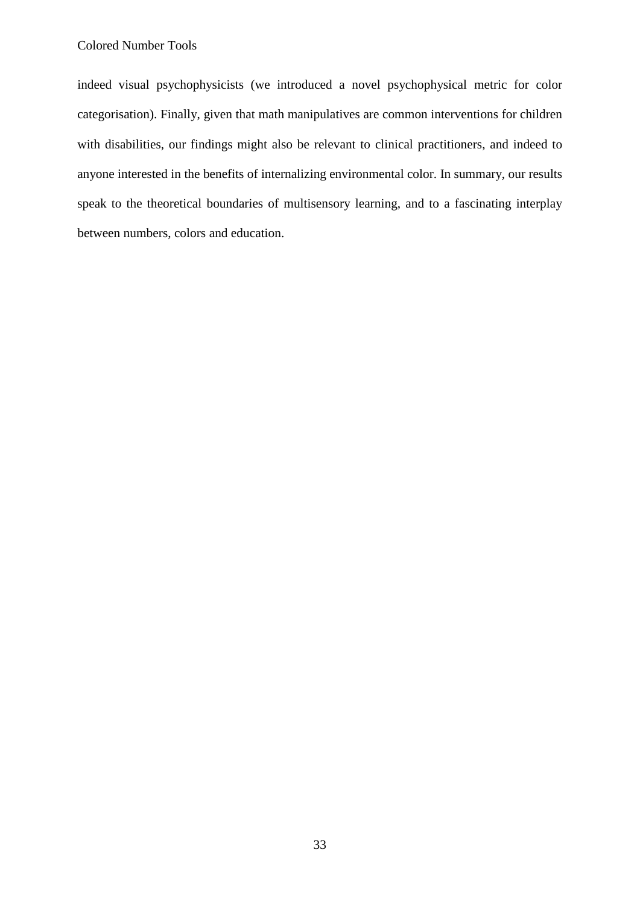indeed visual psychophysicists (we introduced a novel psychophysical metric for color categorisation). Finally, given that math manipulatives are common interventions for children with disabilities, our findings might also be relevant to clinical practitioners, and indeed to anyone interested in the benefits of internalizing environmental color. In summary, our results speak to the theoretical boundaries of multisensory learning, and to a fascinating interplay between numbers, colors and education.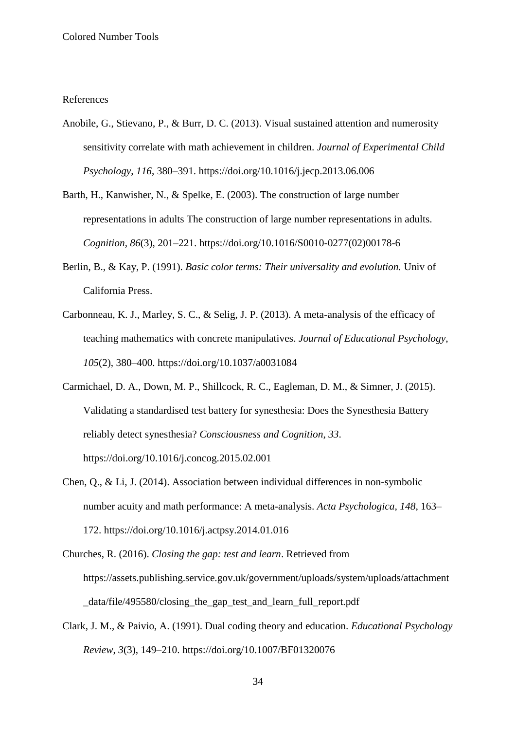References

Anobile, G., Stievano, P., & Burr, D. C. (2013). Visual sustained attention and numerosity sensitivity correlate with math achievement in children. *Journal of Experimental Child Psychology*, *116*, 380–391. https://doi.org/10.1016/j.jecp.2013.06.006

Barth, H., Kanwisher, N., & Spelke, E. (2003). The construction of large number representations in adults The construction of large number representations in adults. *Cognition*, *86*(3), 201–221. https://doi.org/10.1016/S0010-0277(02)00178-6

Berlin, B., & Kay, P. (1991). *Basic color terms: Their universality and evolution.* Univ of California Press.

Carbonneau, K. J., Marley, S. C., & Selig, J. P. (2013). A meta-analysis of the efficacy of teaching mathematics with concrete manipulatives. *Journal of Educational Psychology*, *105*(2), 380–400. https://doi.org/10.1037/a0031084

Carmichael, D. A., Down, M. P., Shillcock, R. C., Eagleman, D. M., & Simner, J. (2015). Validating a standardised test battery for synesthesia: Does the Synesthesia Battery reliably detect synesthesia? *Consciousness and Cognition*, *33*. https://doi.org/10.1016/j.concog.2015.02.001

Chen, Q., & Li, J. (2014). Association between individual differences in non-symbolic number acuity and math performance: A meta-analysis. *Acta Psychologica*, *148*, 163–172. https://doi.org/10.1016/j.actpsy.2014.01.016

Churches, R. (2016). *Closing the gap: test and learn*. Retrieved from https://assets.publishing.service.gov.uk/government/uploads/system/uploads/attachment_data/file/495580/closing_the_gap_test_and_learn_full_report.pdf

Clark, J. M., & Paivio, A. (1991). Dual coding theory and education. *Educational Psychology Review*, *3*(3), 149–210. https://doi.org/10.1007/BF01320076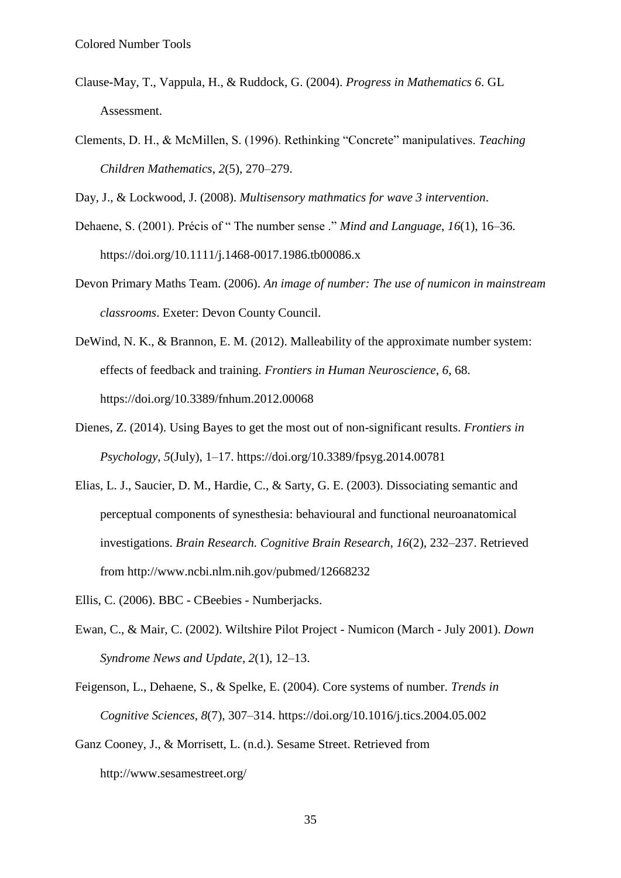Clause-May, T., Vappula, H., & Ruddock, G. (2004). *Progress in Mathematics 6*. GL Assessment.

Clements, D. H., & McMillen, S. (1996). Rethinking "Concrete" manipulatives. *Teaching Children Mathematics*, *2*(5), 270–279.

Day, J., & Lockwood, J. (2008). *Multisensory mathmatics for wave 3 intervention*.

Dehaene, S. (2001). Précis of " The number sense ." *Mind and Language*, *16*(1), 16–36. https://doi.org/10.1111/j.1468-0017.1986.tb00086.x

Devon Primary Maths Team. (2006). *An image of number: The use of numicon in mainstream classrooms*. Exeter: Devon County Council.

DeWind, N. K., & Brannon, E. M. (2012). Malleability of the approximate number system: effects of feedback and training. *Frontiers in Human Neuroscience*, *6*, 68. https://doi.org/10.3389/fnhum.2012.00068

Dienes, Z. (2014). Using Bayes to get the most out of non-significant results. *Frontiers in Psychology*, *5*(July), 1–17. https://doi.org/10.3389/fpsyg.2014.00781

Elias, L. J., Saucier, D. M., Hardie, C., & Sarty, G. E. (2003). Dissociating semantic and perceptual components of synesthesia: behavioural and functional neuroanatomical investigations. *Brain Research. Cognitive Brain Research*, *16*(2), 232–237. Retrieved from http://www.ncbi.nlm.nih.gov/pubmed/12668232

Ellis, C. (2006). BBC - CBeebies - Numberjacks.

Ewan, C., & Mair, C. (2002). Wiltshire Pilot Project - Numicon (March - July 2001). *Down Syndrome News and Update*, *2*(1), 12–13.

Feigenson, L., Dehaene, S., & Spelke, E. (2004). Core systems of number. *Trends in Cognitive Sciences*, *8*(7), 307–314. https://doi.org/10.1016/j.tics.2004.05.002

Ganz Cooney, J., & Morrisett, L. (n.d.). Sesame Street. Retrieved from http://www.sesamestreet.org/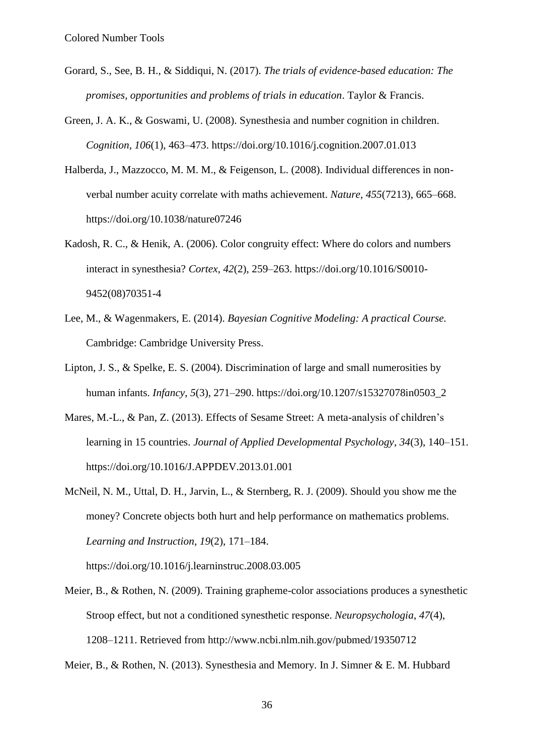Gorard, S., See, B. H., & Siddiqui, N. (2017). *The trials of evidence-based education: The promises, opportunities and problems of trials in education*. Taylor & Francis.

Green, J. A. K., & Goswami, U. (2008). Synesthesia and number cognition in children. *Cognition*, *106*(1), 463–473. https://doi.org/10.1016/j.cognition.2007.01.013

Halberda, J., Mazzocco, M. M. M., & Feigenson, L. (2008). Individual differences in non-verbal number acuity correlate with maths achievement. *Nature*, *455*(7213), 665–668. https://doi.org/10.1038/nature07246

Kadosh, R. C., & Henik, A. (2006). Color congruity effect: Where do colors and numbers interact in synesthesia? *Cortex*, *42*(2), 259–263. https://doi.org/10.1016/S0010-9452(08)70351-4

Lee, M., & Wagenmakers, E. (2014). *Bayesian Cognitive Modeling: A practical Course.* Cambridge: Cambridge University Press.

Lipton, J. S., & Spelke, E. S. (2004). Discrimination of large and small numerosities by human infants. *Infancy*, *5*(3), 271–290. https://doi.org/10.1207/s15327078in0503_2

Mares, M.-L., & Pan, Z. (2013). Effects of Sesame Street: A meta-analysis of children's learning in 15 countries. *Journal of Applied Developmental Psychology*, *34*(3), 140–151. https://doi.org/10.1016/J.APPDEV.2013.01.001

McNeil, N. M., Uttal, D. H., Jarvin, L., & Sternberg, R. J. (2009). Should you show me the money? Concrete objects both hurt and help performance on mathematics problems. *Learning and Instruction*, *19*(2), 171–184. https://doi.org/10.1016/j.learninstruc.2008.03.005

Meier, B., & Rothen, N. (2009). Training grapheme-color associations produces a synesthetic Stroop effect, but not a conditioned synesthetic response. *Neuropsychologia*, *47*(4), 1208–1211. Retrieved from http://www.ncbi.nlm.nih.gov/pubmed/19350712

Meier, B., & Rothen, N. (2013). Synesthesia and Memory. In J. Simner & E. M. Hubbard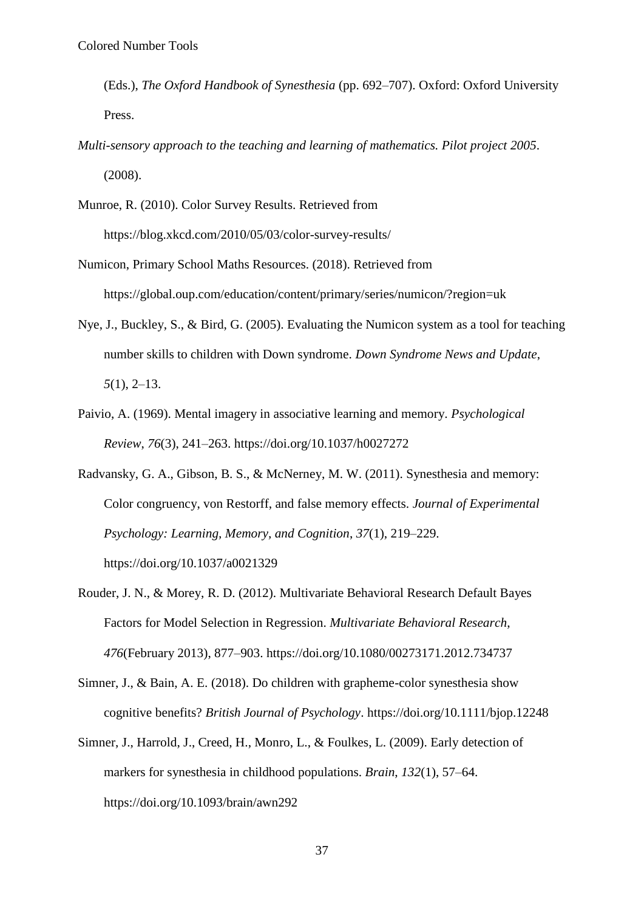(Eds.), *The Oxford Handbook of Synesthesia* (pp. 692–707). Oxford: Oxford University Press.

*Multi-sensory approach to the teaching and learning of mathematics. Pilot project 2005*. (2008).

Munroe, R. (2010). Color Survey Results. Retrieved from https://blog.xkcd.com/2010/05/03/color-survey-results/

Numicon, Primary School Maths Resources. (2018). Retrieved from https://global.oup.com/education/content/primary/series/numicon/?region=uk

Nye, J., Buckley, S., & Bird, G. (2005). Evaluating the Numicon system as a tool for teaching number skills to children with Down syndrome. *Down Syndrome News and Update*, *5*(1), 2–13.

Paivio, A. (1969). Mental imagery in associative learning and memory. *Psychological Review*, *76*(3), 241–263. https://doi.org/10.1037/h0027272

Radvansky, G. A., Gibson, B. S., & McNerney, M. W. (2011). Synesthesia and memory: Color congruency, von Restorff, and false memory effects. *Journal of Experimental Psychology: Learning, Memory, and Cognition*, *37*(1), 219–229. https://doi.org/10.1037/a0021329

Rouder, J. N., & Morey, R. D. (2012). Multivariate Behavioral Research Default Bayes Factors for Model Selection in Regression. *Multivariate Behavioral Research*, *476*(February 2013), 877–903. https://doi.org/10.1080/00273171.2012.734737

Simner, J., & Bain, A. E. (2018). Do children with grapheme-color synesthesia show cognitive benefits? *British Journal of Psychology*. https://doi.org/10.1111/bjop.12248

Simner, J., Harrold, J., Creed, H., Monro, L., & Foulkes, L. (2009). Early detection of markers for synesthesia in childhood populations. *Brain*, *132*(1), 57–64. https://doi.org/10.1093/brain/awn292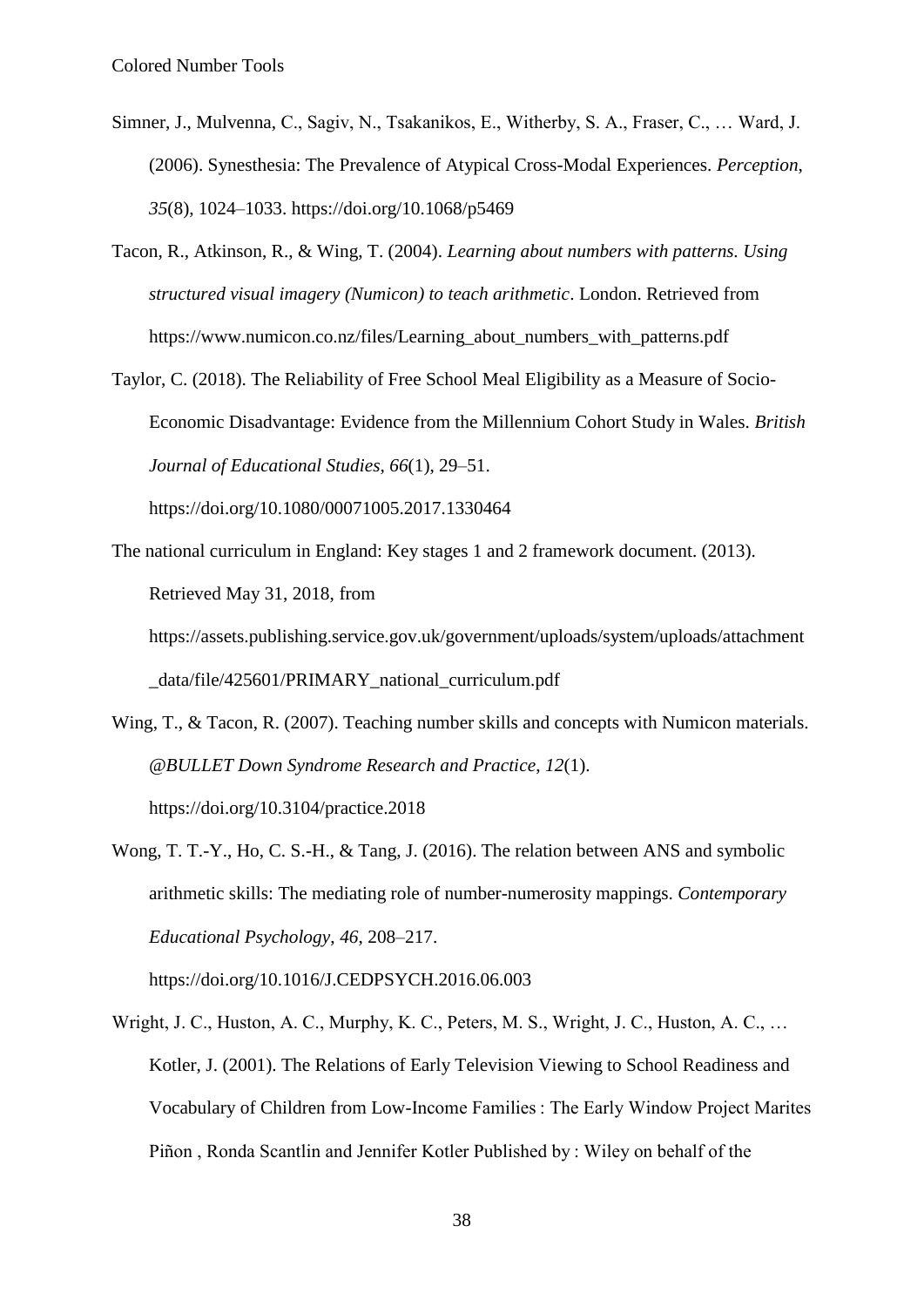Simner, J., Mulvenna, C., Sagiv, N., Tsakanikos, E., Witherby, S. A., Fraser, C., … Ward, J. (2006). Synesthesia: The Prevalence of Atypical Cross-Modal Experiences. *Perception, 35*(8), 1024–1033. https://doi.org/10.1068/p5469

Tacon, R., Atkinson, R., & Wing, T. (2004). *Learning about numbers with patterns. Using structured visual imagery (Numicon) to teach arithmetic*. London. Retrieved from https://www.numicon.co.nz/files/Learning_about_numbers_with_patterns.pdf

Taylor, C. (2018). The Reliability of Free School Meal Eligibility as a Measure of Socio-Economic Disadvantage: Evidence from the Millennium Cohort Study in Wales. *British Journal of Educational Studies*, *66*(1), 29–51. https://doi.org/10.1080/00071005.2017.1330464

The national curriculum in England: Key stages 1 and 2 framework document. (2013). Retrieved May 31, 2018, from https://assets.publishing.service.gov.uk/government/uploads/system/uploads/attachment_data/file/425601/PRIMARY_national_curriculum.pdf

Wing, T., & Tacon, R. (2007). Teaching number skills and concepts with Numicon materials. *@BULLET Down Syndrome Research and Practice*, *12*(1). https://doi.org/10.3104/practice.2018

Wong, T. T.-Y., Ho, C. S.-H., & Tang, J. (2016). The relation between ANS and symbolic arithmetic skills: The mediating role of number-numerosity mappings. *Contemporary Educational Psychology*, *46*, 208–217. https://doi.org/10.1016/J.CEDPSYCH.2016.06.003

Wright, J. C., Huston, A. C., Murphy, K. C., Peters, M. S., Wright, J. C., Huston, A. C., … Kotler, J. (2001). The Relations of Early Television Viewing to School Readiness and Vocabulary of Children from Low-Income Families : The Early Window Project Marites Piñon , Ronda Scantlin and Jennifer Kotler Published by : Wiley on behalf of the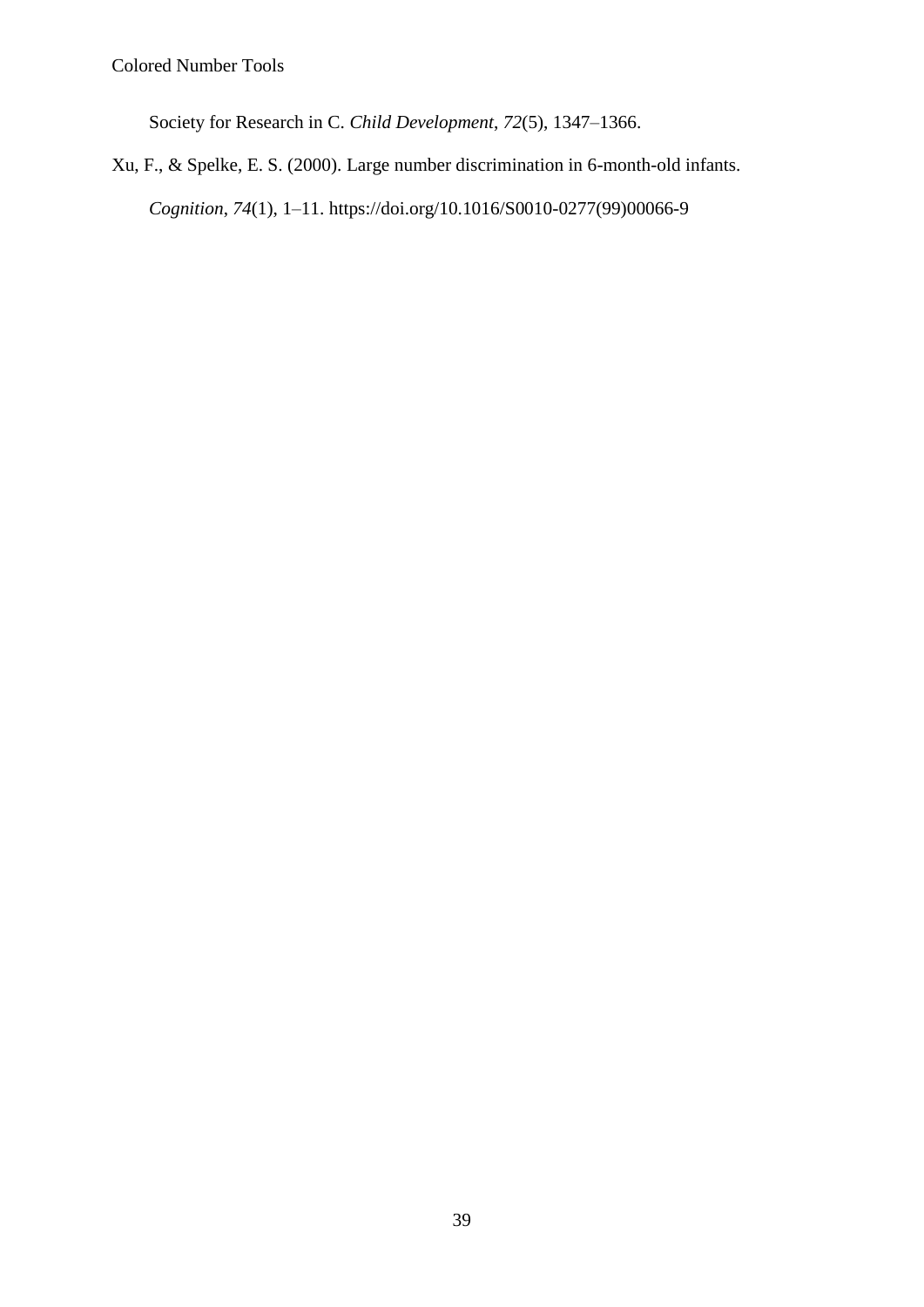Society for Research in C. *Child Development*, *72*(5), 1347–1366.

Xu, F., & Spelke, E. S. (2000). Large number discrimination in 6-month-old infants. *Cognition*, *74*(1), 1–11. https://doi.org/10.1016/S0010-0277(99)00066-9